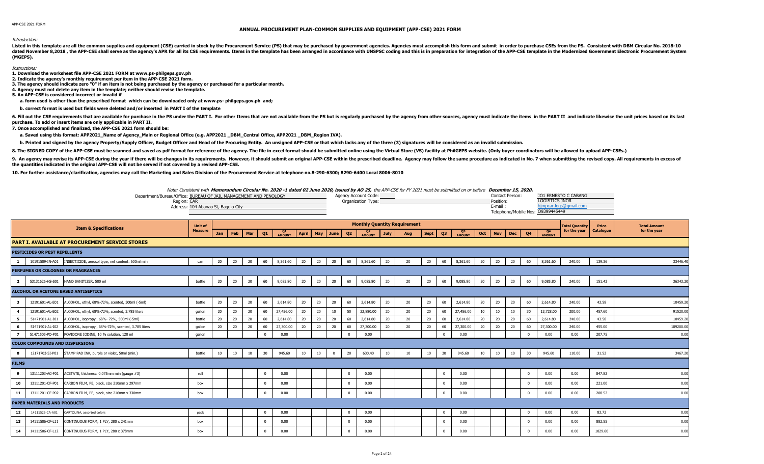APP-CSE 2021 FORM

# ANNUAL PROCUREMENT PLAN-COMMON SUPPLIES AND EQUIPMENT (APP-CSE) 2021 FORM

*Introduction:*

Listed in this template are all the common supplies and equipment (CSE) carried in stock by the Procurement Service (PS) that may be purchased by government agencies. Agencies must accomplish this form and submit in order to purchase CSEs from the PS. Consistent with DBM Circular No. 2018-10 dated November 8,2018 , the APP-CSE shall serve as the agency's APR for all its CSE requirements. Items in the template has been arranged in accordance with UNSPSC coding and this is in preparation for integration of the APP-CSE template in the Modernized Government Electronic Procurement System (MGEPS).

*Instructions:*

**1. Download the worksheet file APP-CSE 2021 FORM at www.ps-philgeps.gov.ph**

**2. Indicate the agency's monthly requirement per item in the APP-CSE 2021 form.**

**3. The agency should indicate zero "0" if an item is not being purchased by the agency or purchased for a particular month.**

**4. Agency must not delete any item in the template; neither should revise the template.**

**5. An APP-CSE is considered incorrect or invalid if**

**a. form used is other than the prescribed format which can be downloaded only at www.ps- philgeps.gov.ph and;**

**b. correct format is used but fields were deleted and/or inserted in PART I of the template**

**6. Fill out the CSE requirements that are available for purchase in the PS under the PART I. For other Items that are not available from the PS but is regularly purchased by the agency from other sources, agency must indicate the items in the PART II and indicate likewise the unit prices based on its last purchase. To add or insert items are only applicable in PART II.**

**7. Once accomplished and finalized, the APP-CSE 2021 form should be:**

**a. Saved using this format: APP2021_Name of Agency_Main or Regional Office (e.g. APP2021 _DBM_Central Office, APP2021 _DBM_Region IVA).**

**b. Printed and signed by the agency Property/Supply Officer, Budget Officer and Head of the Procuring Entity. An unsigned APP-CSE or that which lacks any of the three (3) signatures will be considered as an invalid submission.**

**8. The SIGNED COPY of the APP-CSE must be scanned and saved as pdf format for reference of the agency. The file in excel format should be submitted online using the Virtual Store (VS) facility at PhilGEPS website. (Only buyer coordinators will be allowed to upload APP-CSEs.)**

**9. An agency may revise its APP-CSE during the year if there will be changes in its requirements. However, it should submit an original APP-CSE within the prescribed deadline. Agency may follow the same procedure as indicated in No. 7 when submitting the revised copy. All requirements in excess of the quantities indicated in the original APP-CSE will not be served if not covered by a revised APP-CSE.**

**10. For further assistance/clarification, agencies may call the Marketing and Sales Division of the Procurement Service at telephone no.8-290-6300; 8290-6400 Local 8006-8010**

*Note: Consistent with **Memorandum Circular No. 2020 -1 dated 02 June 2020, issued by AO 25**, the APP-CSE for FY 2021 must be submitted on or before **December 15, 2020.***

Department/Bureau/Office: BUREAU OF JAIL MANAGEMENT AND PENOLOGY
Region: CAR
Address: 104 Abanao St, Baguio City

Agency Account Code:
Organization Type:

Contact Person: JO1 ERNESTO C CABANG
Position: LOGISTICS JNOR
E-mail : bjmpcar.logs@gmail.com
Telephone/Mobile Nos: 09399445449

| | | Item & Specifications | Unit of Measure | Monthly Quantity Requirement | | | | | | | | | | | | | | | | | | | | Total Quantity for the year | Price Catalogue | Total Amount for the year |
|---|---|---|---|---|---|---|---|---|---|---|---|---|---|---|---|---|---|---|---|---|---|---|---|---|---|---|
| | | | | Jan | Feb | Mar | Q1 | Q1 AMOUNT | April | May | June | Q2 | Q2 AMOUNT | July | Aug | Sept | Q3 | Q3 AMOUNT | Oct | Nov | Dec | Q4 | Q4 AMOUNT | | | |
| **PART I. AVAILABLE AT PROCUREMENT SERVICE STORES** | | | | | | | | | | | | | | | | | | | | | | | | | | |
| **PESTICIDES OR PEST REPELLENTS** | | | | | | | | | | | | | | | | | | | | | | | | | | |
| 1 | 10191509-IN-A01 | INSECTICIDE, aerosol type, net content: 600ml min | can | 20 | 20 | 20 | 60 | 8,361.60 | 20 | 20 | 20 | 60 | 8,361.60 | 20 | 20 | 20 | 60 | 8,361.60 | 20 | 20 | 20 | 60 | 8,361.60 | 240.00 | 139.36 | 33446.40 |
| **PERFUMES OR COLOGNES OR FRAGRANCES** | | | | | | | | | | | | | | | | | | | | | | | | | | |
| 2 | 53131626-HS-S01 | HAND SANITIZER, 500 ml | bottle | 20 | 20 | 20 | 60 | 9,085.80 | 20 | 20 | 20 | 60 | 9,085.80 | 20 | 20 | 20 | 60 | 9,085.80 | 20 | 20 | 20 | 60 | 9,085.80 | 240.00 | 151.43 | 36343.20 |
| **ALCOHOL OR ACETONE BASED ANTISEPTICS** | | | | | | | | | | | | | | | | | | | | | | | | | | |
| 3 | 12191601-AL-E01 | ALCOHOL, ethyl, 68%-72%, scented, 500ml (-5ml) | bottle | 20 | 20 | 20 | 60 | 2,614.80 | 20 | 20 | 20 | 60 | 2,614.80 | 20 | 20 | 20 | 60 | 2,614.80 | 20 | 20 | 20 | 60 | 2,614.80 | 240.00 | 43.58 | 10459.20 |
| 4 | 12191601-AL-E02 | ALCOHOL, ethyl, 68%-72%, scented, 3.785 liters | gallon | 20 | 20 | 20 | 60 | 27,456.00 | 20 | 20 | 10 | 50 | 22,880.00 | 20 | 20 | 20 | 60 | 27,456.00 | 10 | 10 | 10 | 30 | 13,728.00 | 200.00 | 457.60 | 91520.00 |
| 5 | 51471901-AL-I01 | ALCOHOL, isopropyl, 68%- 72%, 500ml (-5ml) | bottle | 20 | 20 | 20 | 60 | 2,614.80 | 20 | 20 | 20 | 60 | 2,614.80 | 20 | 20 | 20 | 60 | 2,614.80 | 20 | 20 | 20 | 60 | 2,614.80 | 240.00 | 43.58 | 10459.20 |
| 6 | 51471901-AL-I02 | ALCOHOL, isopropyl, 68%-72%, scented, 3.785 liters | gallon | 20 | 20 | 20 | 60 | 27,300.00 | 20 | 20 | 20 | 60 | 27,300.00 | 20 | 20 | 20 | 60 | 27,300.00 | 20 | 20 | 20 | 60 | 27,300.00 | 240.00 | 455.00 | 109200.00 |
| 7 | 51471505-PO-P01 | POVIDONE IODINE, 10 % solution, 120 ml | gallon | | | | 0 | 0.00 | | | | 0 | 0.00 | | | | 0 | 0.00 | | | | 0 | 0.00 | 0.00 | 207.75 | 0.00 |
| **COLOR COMPOUNDS AND DISPERSIONS** | | | | | | | | | | | | | | | | | | | | | | | | | | |
| 8 | 12171703-SI-P01 | STAMP PAD INK, purple or violet, 50ml (min.) | bottle | 10 | 10 | 10 | 30 | 945.60 | 10 | 10 | 0 | 20 | 630.40 | 10 | 10 | 10 | 30 | 945.60 | 10 | 10 | 10 | 30 | 945.60 | 110.00 | 31.52 | 3467.20 |
| **FILMS** | | | | | | | | | | | | | | | | | | | | | | | | | | |
| 9 | 13111203-AC-F01 | ACETATE, thickness: 0.075mm min (gauge #3) | roll | | | | 0 | 0.00 | | | | 0 | 0.00 | | | | 0 | 0.00 | | | | 0 | 0.00 | 0.00 | 847.82 | 0.00 |
| 10 | 13111201-CF-P01 | CARBON FILM, PE, black, size 210mm x 297mm | box | | | | 0 | 0.00 | | | | 0 | 0.00 | | | | 0 | 0.00 | | | | 0 | 0.00 | 0.00 | 221.00 | 0.00 |
| 11 | 13111201-CF-P02 | CARBON FILM, PE, black, size 216mm x 330mm | box | | | | 0 | 0.00 | | | | 0 | 0.00 | | | | 0 | 0.00 | | | | 0 | 0.00 | 0.00 | 208.52 | 0.00 |
| **PAPER MATERIALS AND PRODUCTS** | | | | | | | | | | | | | | | | | | | | | | | | | | |
| 12 | 14111525-CA-A01 | CARTOLINA, assorted colors | pack | | | | 0 | 0.00 | | | | 0 | 0.00 | | | | 0 | 0.00 | | | | 0 | 0.00 | 0.00 | 83.72 | 0.00 |
| 13 | 14111506-CF-L11 | CONTINUOUS FORM, 1 PLY, 280 x 241mm | box | | | | 0 | 0.00 | | | | 0 | 0.00 | | | | 0 | 0.00 | | | | 0 | 0.00 | 0.00 | 882.55 | 0.00 |
| 14 | 14111506-CF-L12 | CONTINUOUS FORM, 1 PLY, 280 x 378mm | box | | | | 0 | 0.00 | | | | 0 | 0.00 | | | | 0 | 0.00 | | | | 0 | 0.00 | 0.00 | 1029.60 | 0.00 |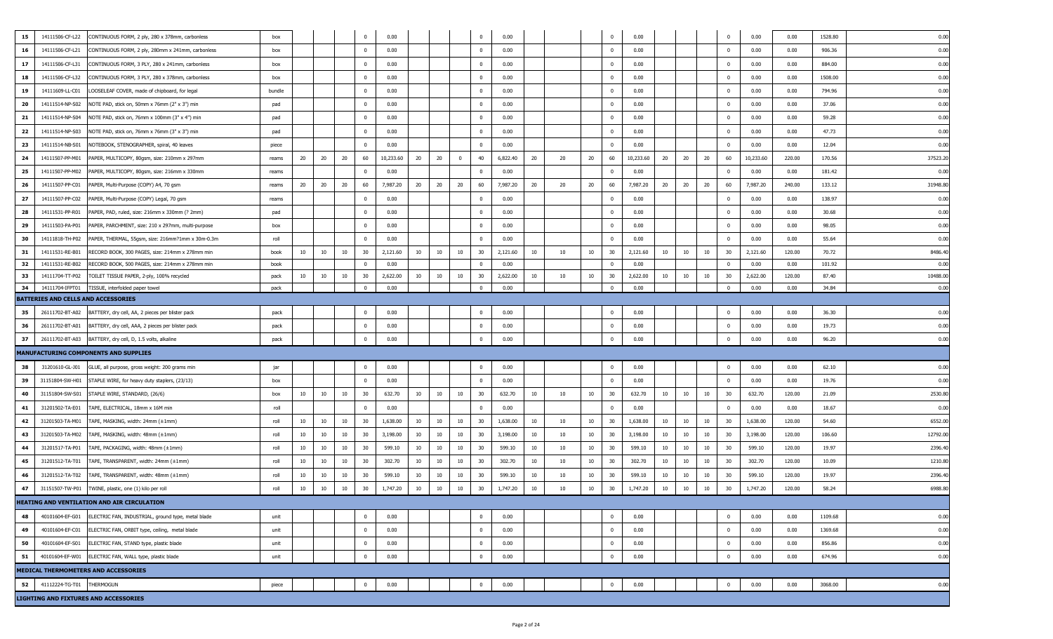| 15 | 14111506-CF-L22 | CONTINUOUS FORM, 2 ply, 280 x 378mm, carbonless | box | | | | 0 | 0.00 | | | | 0 | 0.00 | | | | 0 | 0.00 | | | | 0 | 0.00 | 0.00 | 1528.80 | 0.00 |
|---|---|---|---|---|---|---|---|---|---|---|---|---|---|---|---|---|---|---|---|---|---|---|---|---|---|---|
| 16 | 14111506-CF-L21 | CONTINUOUS FORM, 2 ply, 280mm x 241mm, carbonless | box | | | | 0 | 0.00 | | | | 0 | 0.00 | | | | 0 | 0.00 | | | | 0 | 0.00 | 0.00 | 906.36 | 0.00 |
| 17 | 14111506-CF-L31 | CONTINUOUS FORM, 3 PLY, 280 x 241mm, carbonless | box | | | | 0 | 0.00 | | | | 0 | 0.00 | | | | 0 | 0.00 | | | | 0 | 0.00 | 0.00 | 884.00 | 0.00 |
| 18 | 14111506-CF-L32 | CONTINUOUS FORM, 3 PLY, 280 x 378mm, carbonless | box | | | | 0 | 0.00 | | | | 0 | 0.00 | | | | 0 | 0.00 | | | | 0 | 0.00 | 0.00 | 1508.00 | 0.00 |
| 19 | 14111609-LL-C01 | LOOSELEAF COVER, made of chipboard, for legal | bundle | | | | 0 | 0.00 | | | | 0 | 0.00 | | | | 0 | 0.00 | | | | 0 | 0.00 | 0.00 | 794.96 | 0.00 |
| 20 | 14111514-NP-S02 | NOTE PAD, stick on, 50mm x 76mm (2" x 3") min | pad | | | | 0 | 0.00 | | | | 0 | 0.00 | | | | 0 | 0.00 | | | | 0 | 0.00 | 0.00 | 37.06 | 0.00 |
| 21 | 14111514-NP-S04 | NOTE PAD, stick on, 76mm x 100mm (3" x 4") min | pad | | | | 0 | 0.00 | | | | 0 | 0.00 | | | | 0 | 0.00 | | | | 0 | 0.00 | 0.00 | 59.28 | 0.00 |
| 22 | 14111514-NP-S03 | NOTE PAD, stick on, 76mm x 76mm (3" x 3") min | pad | | | | 0 | 0.00 | | | | 0 | 0.00 | | | | 0 | 0.00 | | | | 0 | 0.00 | 0.00 | 47.73 | 0.00 |
| 23 | 14111514-NB-S01 | NOTEBOOK, STENOGRAPHER, spiral, 40 leaves | piece | | | | 0 | 0.00 | | | | 0 | 0.00 | | | | 0 | 0.00 | | | | 0 | 0.00 | 0.00 | 12.04 | 0.00 |
| 24 | 14111507-PP-M01 | PAPER, MULTICOPY, 80gsm, size: 210mm x 297mm | reams | 20 | 20 | 20 | 60 | 10,233.60 | 20 | 20 | 0 | 40 | 6,822.40 | 20 | 20 | 20 | 60 | 10,233.60 | 20 | 20 | 20 | 60 | 10,233.60 | 220.00 | 170.56 | 37523.20 |
| 25 | 14111507-PP-M02 | PAPER, MULTICOPY, 80gsm, size: 216mm x 330mm | reams | | | | 0 | 0.00 | | | | 0 | 0.00 | | | | 0 | 0.00 | | | | 0 | 0.00 | 0.00 | 181.42 | 0.00 |
| 26 | 14111507-PP-C01 | PAPER, Multi-Purpose (COPY) A4, 70 gsm | reams | 20 | 20 | 20 | 60 | 7,987.20 | 20 | 20 | 20 | 60 | 7,987.20 | 20 | 20 | 20 | 60 | 7,987.20 | 20 | 20 | 20 | 60 | 7,987.20 | 240.00 | 133.12 | 31948.80 |
| 27 | 14111507-PP-C02 | PAPER, Multi-Purpose (COPY) Legal, 70 gsm | reams | | | | 0 | 0.00 | | | | 0 | 0.00 | | | | 0 | 0.00 | | | | 0 | 0.00 | 0.00 | 138.97 | 0.00 |
| 28 | 14111531-PP-R01 | PAPER, PAD, ruled, size: 216mm x 330mm (? 2mm) | pad | | | | 0 | 0.00 | | | | 0 | 0.00 | | | | 0 | 0.00 | | | | 0 | 0.00 | 0.00 | 30.68 | 0.00 |
| 29 | 14111503-PA-P01 | PAPER, PARCHMENT, size: 210 x 297mm, multi-purpose | box | | | | 0 | 0.00 | | | | 0 | 0.00 | | | | 0 | 0.00 | | | | 0 | 0.00 | 0.00 | 98.05 | 0.00 |
| 30 | 14111818-TH-P02 | PAPER, THERMAL, 55gsm, size: 216mm?1mm x 30m-0.3m | roll | | | | 0 | 0.00 | | | | 0 | 0.00 | | | | 0 | 0.00 | | | | 0 | 0.00 | 0.00 | 55.64 | 0.00 |
| 31 | 14111531-RE-B01 | RECORD BOOK, 300 PAGES, size: 214mm x 278mm min | book | 10 | 10 | 10 | 30 | 2,121.60 | 10 | 10 | 10 | 30 | 2,121.60 | 10 | 10 | 10 | 30 | 2,121.60 | 10 | 10 | 10 | 30 | 2,121.60 | 120.00 | 70.72 | 8486.40 |
| 32 | 14111531-RE-B02 | RECORD BOOK, 500 PAGES, size: 214mm x 278mm min | book | | | | 0 | 0.00 | | | | 0 | 0.00 | | | | 0 | 0.00 | | | | 0 | 0.00 | 0.00 | 101.92 | 0.00 |
| 33 | 14111704-TT-P02 | TOILET TISSUE PAPER, 2-ply, 100% recycled | pack | 10 | 10 | 10 | 30 | 2,622.00 | 10 | 10 | 10 | 30 | 2,622.00 | 10 | 10 | 10 | 30 | 2,622.00 | 10 | 10 | 10 | 30 | 2,622.00 | 120.00 | 87.40 | 10488.00 |
| 34 | 14111704-IFPT01 | TISSUE, interfolded paper towel | pack | | | | 0 | 0.00 | | | | 0 | 0.00 | | | | 0 | 0.00 | | | | 0 | 0.00 | 0.00 | 34.84 | 0.00 |
| **BATTERIES AND CELLS AND ACCESSORIES** | | | | | | | | | | | | | | | | | | | | | | | | | | |
| 35 | 26111702-BT-A02 | BATTERY, dry cell, AA, 2 pieces per blister pack | pack | | | | 0 | 0.00 | | | | 0 | 0.00 | | | | 0 | 0.00 | | | | 0 | 0.00 | 0.00 | 36.30 | 0.00 |
| 36 | 26111702-BT-A01 | BATTERY, dry cell, AAA, 2 pieces per blister pack | pack | | | | 0 | 0.00 | | | | 0 | 0.00 | | | | 0 | 0.00 | | | | 0 | 0.00 | 0.00 | 19.73 | 0.00 |
| 37 | 26111702-BT-A03 | BATTERY, dry cell, D, 1.5 volts, alkaline | pack | | | | 0 | 0.00 | | | | 0 | 0.00 | | | | 0 | 0.00 | | | | 0 | 0.00 | 0.00 | 96.20 | 0.00 |
| **MANUFACTURING COMPONENTS AND SUPPLIES** | | | | | | | | | | | | | | | | | | | | | | | | | | |
| 38 | 31201610-GL-J01 | GLUE, all purpose, gross weight: 200 grams min | jar | | | | 0 | 0.00 | | | | 0 | 0.00 | | | | 0 | 0.00 | | | | 0 | 0.00 | 0.00 | 62.10 | 0.00 |
| 39 | 31151804-SW-H01 | STAPLE WIRE, for heavy duty staplers, (23/13) | box | | | | 0 | 0.00 | | | | 0 | 0.00 | | | | 0 | 0.00 | | | | 0 | 0.00 | 0.00 | 19.76 | 0.00 |
| 40 | 31151804-SW-S01 | STAPLE WIRE, STANDARD, (26/6) | box | 10 | 10 | 10 | 30 | 632.70 | 10 | 10 | 10 | 30 | 632.70 | 10 | 10 | 10 | 30 | 632.70 | 10 | 10 | 10 | 30 | 632.70 | 120.00 | 21.09 | 2530.80 |
| 41 | 31201502-TA-E01 | TAPE, ELECTRICAL, 18mm x 16M min | roll | | | | 0 | 0.00 | | | | 0 | 0.00 | | | | 0 | 0.00 | | | | 0 | 0.00 | 0.00 | 18.67 | 0.00 |
| 42 | 31201503-TA-M01 | TAPE, MASKING, width: 24mm (±1mm) | roll | 10 | 10 | 10 | 30 | 1,638.00 | 10 | 10 | 10 | 30 | 1,638.00 | 10 | 10 | 10 | 30 | 1,638.00 | 10 | 10 | 10 | 30 | 1,638.00 | 120.00 | 54.60 | 6552.00 |
| 43 | 31201503-TA-M02 | TAPE, MASKING, width: 48mm (±1mm) | roll | 10 | 10 | 10 | 30 | 3,198.00 | 10 | 10 | 10 | 30 | 3,198.00 | 10 | 10 | 10 | 30 | 3,198.00 | 10 | 10 | 10 | 30 | 3,198.00 | 120.00 | 106.60 | 12792.00 |
| 44 | 31201517-TA-P01 | TAPE, PACKAGING, width: 48mm (±1mm) | roll | 10 | 10 | 10 | 30 | 599.10 | 10 | 10 | 10 | 30 | 599.10 | 10 | 10 | 10 | 30 | 599.10 | 10 | 10 | 10 | 30 | 599.10 | 120.00 | 19.97 | 2396.40 |
| 45 | 31201512-TA-T01 | TAPE, TRANSPARENT, width: 24mm (±1mm) | roll | 10 | 10 | 10 | 30 | 302.70 | 10 | 10 | 10 | 30 | 302.70 | 10 | 10 | 10 | 30 | 302.70 | 10 | 10 | 10 | 30 | 302.70 | 120.00 | 10.09 | 1210.80 |
| 46 | 31201512-TA-T02 | TAPE, TRANSPARENT, width: 48mm (±1mm) | roll | 10 | 10 | 10 | 30 | 599.10 | 10 | 10 | 10 | 30 | 599.10 | 10 | 10 | 10 | 30 | 599.10 | 10 | 10 | 10 | 30 | 599.10 | 120.00 | 19.97 | 2396.40 |
| 47 | 31151507-TW-P01 | TWINE, plastic, one (1) kilo per roll | roll | 10 | 10 | 10 | 30 | 1,747.20 | 10 | 10 | 10 | 30 | 1,747.20 | 10 | 10 | 10 | 30 | 1,747.20 | 10 | 10 | 10 | 30 | 1,747.20 | 120.00 | 58.24 | 6988.80 |
| **HEATING AND VENTILATION AND AIR CIRCULATION** | | | | | | | | | | | | | | | | | | | | | | | | | | |
| 48 | 40101604-EF-G01 | ELECTRIC FAN, INDUSTRIAL, ground type, metal blade | unit | | | | 0 | 0.00 | | | | 0 | 0.00 | | | | 0 | 0.00 | | | | 0 | 0.00 | 0.00 | 1109.68 | 0.00 |
| 49 | 40101604-EF-C01 | ELECTRIC FAN, ORBIT type, ceiling, metal blade | unit | | | | 0 | 0.00 | | | | 0 | 0.00 | | | | 0 | 0.00 | | | | 0 | 0.00 | 0.00 | 1369.68 | 0.00 |
| 50 | 40101604-EF-S01 | ELECTRIC FAN, STAND type, plastic blade | unit | | | | 0 | 0.00 | | | | 0 | 0.00 | | | | 0 | 0.00 | | | | 0 | 0.00 | 0.00 | 856.86 | 0.00 |
| 51 | 40101604-EF-W01 | ELECTRIC FAN, WALL type, plastic blade | unit | | | | 0 | 0.00 | | | | 0 | 0.00 | | | | 0 | 0.00 | | | | 0 | 0.00 | 0.00 | 674.96 | 0.00 |
| **MEDICAL THERMOMETERS AND ACCESSORIES** | | | | | | | | | | | | | | | | | | | | | | | | | | |
| 52 | 41112224-TG-T01 | THERMOGUN | piece | | | | 0 | 0.00 | | | | 0 | 0.00 | | | | 0 | 0.00 | | | | 0 | 0.00 | 0.00 | 3068.00 | 0.00 |
| **LIGHTING AND FIXTURES AND ACCESSORIES** | | | | | | | | | | | | | | | | | | | | | | | | | | |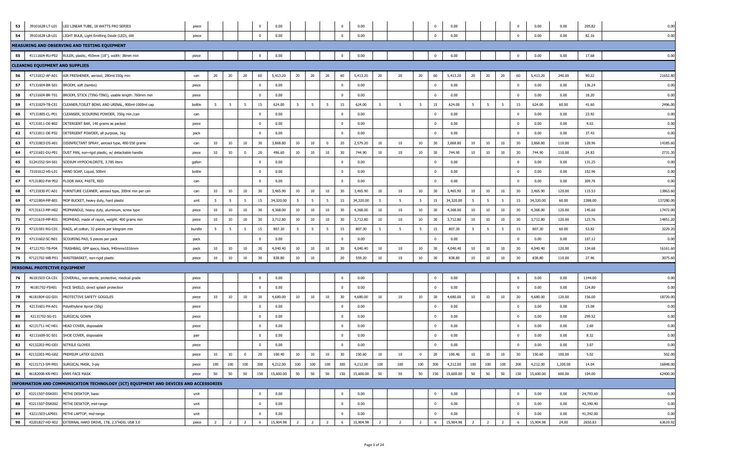| | | | | | | | | | | | | | | | | | | | | | | | | | | |
|---|---|---|---|---|---|---|---|---|---|---|---|---|---|---|---|---|---|---|---|---|---|---|---|---|---|---|
| 53 | 39101628-LT-L01 | LED LINEAR TUBE, 18 WATTS FRO SERIES | piece | | | | 0 | 0.00 | | | | 0 | 0.00 | | | | 0 | 0.00 | | | | 0 | 0.00 | 0.00 | 205.82 | 0.00 |
| 54 | 39101628-LB-L01 | LIGHT BULB, Light Emitting Diode (LED), 6W | piece | | | | 0 | 0.00 | | | | 0 | 0.00 | | | | 0 | 0.00 | | | | 0 | 0.00 | 0.00 | 82.16 | 0.00 |
| MEASURING AND OBSERVING AND TESTING EQUIPMENT | | | | | | | | | | | | | | | | | | | | | | | | | | |
| 55 | 41111604-RU-P02 | RULER, plastic, 450mm (18"), width: 38mm min | piece | | | | 0 | 0.00 | | | | 0 | 0.00 | | | | 0 | 0.00 | | | | 0 | 0.00 | 0.00 | 17.68 | 0.00 |
| CLEANING EQUIPMENT AND SUPPLIES | | | | | | | | | | | | | | | | | | | | | | | | | | |
| 56 | 47131812-AF-A01 | AIR FRESHENER, aerosol, 280ml/150g min | can | 20 | 20 | 20 | 60 | 5,413.20 | 20 | 20 | 20 | 60 | 5,413.20 | 20 | 20 | 20 | 60 | 5,413.20 | 20 | 20 | 20 | 60 | 5,413.20 | 240.00 | 90.22 | 21652.80 |
| 57 | 47131604-BR-S01 | BROOM, soft (tambo) | piece | | | | 0 | 0.00 | | | | 0 | 0.00 | | | | 0 | 0.00 | | | | 0 | 0.00 | 0.00 | 136.24 | 0.00 |
| 58 | 47131604-BR-T01 | BROOM, STICK (TING-TING), usable length: 760mm min | piece | | | | 0 | 0.00 | | | | 0 | 0.00 | | | | 0 | 0.00 | | | | 0 | 0.00 | 0.00 | 18.20 | 0.00 |
| 59 | 47131829-TB-C01 | CLEANER,TOILET BOWL AND URINAL, 900ml-1000ml cap | bottle | 5 | 5 | 5 | 15 | 624.00 | 5 | 5 | 5 | 15 | 624.00 | 5 | 5 | 5 | 15 | 624.00 | 5 | 5 | 5 | 15 | 624.00 | 60.00 | 41.60 | 2496.00 |
| 60 | 47131805-CL-P01 | CLEANSER, SCOURING POWDER, 350g min./can | can | | | | 0 | 0.00 | | | | 0 | 0.00 | | | | 0 | 0.00 | | | | 0 | 0.00 | 0.00 | 23.92 | 0.00 |
| 61 | 47131811-DE-B02 | DETERGENT BAR, 140 grams as packed | piece | | | | 0 | 0.00 | | | | 0 | 0.00 | | | | 0 | 0.00 | | | | 0 | 0.00 | 0.00 | 9.03 | 0.00 |
| 62 | 47131811-DE-P02 | DETERGENT POWDER, all purpose, 1kg | pack | | | | 0 | 0.00 | | | | 0 | 0.00 | | | | 0 | 0.00 | | | | 0 | 0.00 | 0.00 | 37.43 | 0.00 |
| 63 | 47131803-DS-A01 | DISINFECTANT SPRAY, aerosol type, 400-550 grams | can | 10 | 10 | 10 | 30 | 3,868.80 | 10 | 10 | 0 | 20 | 2,579.20 | 10 | 10 | 10 | 30 | 3,868.80 | 10 | 10 | 10 | 30 | 3,868.80 | 110.00 | 128.96 | 14185.60 |
| 64 | 47131601-DU-P01 | DUST PAN, non-rigid plastic, w/ detachable handle | piece | 10 | 10 | 0 | 20 | 496.60 | 10 | 10 | 10 | 30 | 744.90 | 10 | 10 | 10 | 30 | 744.90 | 10 | 10 | 10 | 30 | 744.90 | 110.00 | 24.83 | 2731.30 |
| 65 | 51241552-SH-S01 | SODIUM HYPOCHLORITE, 3.785 liters | gallon | | | | 0 | 0.00 | | | | 0 | 0.00 | | | | 0 | 0.00 | | | | 0 | 0.00 | 0.00 | 131.25 | 0.00 |
| 66 | 73101612-HS-L01 | HAND SOAP, Liquid, 500ml | bottle | | | | 0 | 0.00 | | | | 0 | 0.00 | | | | 0 | 0.00 | | | | 0 | 0.00 | 0.00 | 102.96 | 0.00 |
| 67 | 47131802-FW-P02 | FLOOR WAX, PASTE, RED | can | | | | 0 | 0.00 | | | | 0 | 0.00 | | | | 0 | 0.00 | | | | 0 | 0.00 | 0.00 | 309.76 | 0.00 |
| 68 | 47131830-FC-A01 | FURNITURE CLEANER, aerosol type, 300ml min per can | can | 10 | 10 | 10 | 30 | 3,465.90 | 10 | 10 | 10 | 30 | 3,465.90 | 10 | 10 | 10 | 30 | 3,465.90 | 10 | 10 | 10 | 30 | 3,465.90 | 120.00 | 115.53 | 13863.60 |
| 69 | 47121804-MP-B01 | MOP BUCKET, heavy duty, hard plastic | unit | 5 | 5 | 5 | 15 | 34,320.00 | 5 | 5 | 5 | 15 | 34,320.00 | 5 | 5 | 5 | 15 | 34,320.00 | 5 | 5 | 5 | 15 | 34,320.00 | 60.00 | 2288.00 | 137280.00 |
| 70 | 47131613-MP-H02 | MOPHANDLE, heavy duty, aluminum, screw type | piece | 10 | 10 | 10 | 30 | 4,368.00 | 10 | 10 | 10 | 30 | 4,368.00 | 10 | 10 | 10 | 30 | 4,368.00 | 10 | 10 | 10 | 30 | 4,368.00 | 120.00 | 145.60 | 17472.00 |
| 71 | 47131619-MP-R01 | MOPHEAD, made of rayon, weight: 400 grams min | piece | 10 | 10 | 10 | 30 | 3,712.80 | 10 | 10 | 10 | 30 | 3,712.80 | 10 | 10 | 10 | 30 | 3,712.80 | 10 | 10 | 10 | 30 | 3,712.80 | 120.00 | 123.76 | 14851.20 |
| 72 | 47131501-RG-C01 | RAGS, all cotton, 32 pieces per kilogram min | bundle | 5 | 5 | 5 | 15 | 807.30 | 5 | 5 | 5 | 15 | 807.30 | 5 | 5 | 5 | 15 | 807.30 | 5 | 5 | 5 | 15 | 807.30 | 60.00 | 53.82 | 3229.20 |
| 73 | 47131602-SC-N01 | SCOURING PAD, 5 pieces per pack | pack | | | | 0 | 0.00 | | | | 0 | 0.00 | | | | 0 | 0.00 | | | | 0 | 0.00 | 0.00 | 107.12 | 0.00 |
| 74 | 47121701-TB-P04 | TRASHBAG, GPP specs, black, 940mmx1016mm | pack | 10 | 10 | 10 | 30 | 4,040.40 | 10 | 10 | 10 | 30 | 4,040.40 | 10 | 10 | 10 | 30 | 4,040.40 | 10 | 10 | 10 | 30 | 4,040.40 | 120.00 | 134.68 | 16161.60 |
| 75 | 47121702-WB-P01 | WASTEBASKET, non-rigid plastic | piece | 10 | 10 | 10 | 30 | 838.80 | 10 | 10 | | 20 | 559.20 | 10 | 10 | 10 | 30 | 838.80 | 10 | 10 | 10 | 30 | 838.80 | 110.00 | 27.96 | 3075.60 |
| PERSONAL PROTECTIVE EQUIPMENT | | | | | | | | | | | | | | | | | | | | | | | | | | |
| 76 | 46181503-CA-C01 | COVERALL, non-sterile, protective, medical grade | piece | | | | 0 | 0.00 | | | | 0 | 0.00 | | | | 0 | 0.00 | | | | 0 | 0.00 | 0.00 | 1144.00 | 0.00 |
| 77 | 46181702-FSH01 | FACE SHIELD, direct splash protection | piece | | | | 0 | 0.00 | | | | 0 | 0.00 | | | | 0 | 0.00 | | | | 0 | 0.00 | 0.00 | 124.80 | 0.00 |
| 78 | 46181804-GG-G01 | PROTECTIVE SAFETY GOGGLES | piece | 10 | 10 | 10 | 30 | 4,680.00 | 10 | 10 | 10 | 30 | 4,680.00 | 10 | 10 | 10 | 30 | 4,680.00 | 10 | 10 | 10 | 30 | 4,680.00 | 120.00 | 156.00 | 18720.00 |
| 79 | 42131601-PA-A01 | Polyethylene Apron (50g) | piece | | | | 0 | 0.00 | | | | 0 | 0.00 | | | | 0 | 0.00 | | | | 0 | 0.00 | 0.00 | 15.08 | 0.00 |
| 80 | 42131702-SG-01 | SURGICAL GOWN | piece | | | | 0 | 0.00 | | | | 0 | 0.00 | | | | 0 | 0.00 | | | | 0 | 0.00 | 0.00 | 299.52 | 0.00 |
| 81 | 42131711-HC-H01 | HEAD COVER, disposable | piece | | | | 0 | 0.00 | | | | 0 | 0.00 | | | | 0 | 0.00 | | | | 0 | 0.00 | 0.00 | 2.60 | 0.00 |
| 82 | 42131609-SC-S01 | SHOE COVER, disposable | pair | | | | 0 | 0.00 | | | | 0 | 0.00 | | | | 0 | 0.00 | | | | 0 | 0.00 | 0.00 | 8.32 | 0.00 |
| 83 | 42132203-MG-G01 | NITRILE GLOVES | piece | | | | 0 | 0.00 | | | | 0 | 0.00 | | | | 0 | 0.00 | | | | 0 | 0.00 | 0.00 | 3.07 | 0.00 |
| 84 | 42132203-MG-G02 | PREMIUM LATEX GLOVES | piece | 10 | 10 | 0 | 20 | 100.40 | 10 | 10 | 10 | 30 | 150.60 | 10 | 10 | 0 | 20 | 100.40 | 10 | 10 | 10 | 30 | 150.60 | 100.00 | 5.02 | 502.00 |
| 85 | 42131713-SM-M01 | SURGICAL MASK, 3-ply | piece | 100 | 100 | 100 | 300 | 4,212.00 | 100 | 100 | 100 | 300 | 4,212.00 | 100 | 100 | 100 | 300 | 4,212.00 | 100 | 100 | 100 | 300 | 4,212.00 | 1,200.00 | 14.04 | 16848.00 |
| 86 | 46182008-KN-M01 | KN95 FACE MASK | piece | 50 | 50 | 50 | 150 | 15,600.00 | 50 | 50 | 50 | 150 | 15,600.00 | 50 | 50 | 50 | 150 | 15,600.00 | 50 | 50 | 50 | 150 | 15,600.00 | 600.00 | 104.00 | 62400.00 |
| INFORMATION AND COMMUNICATION TECHNOLOGY (ICT) EQUIPMENT AND DEVICES AND ACCESSORIES | | | | | | | | | | | | | | | | | | | | | | | | | | |
| 87 | 43211507-DSK001 | MITHI DESKTOP, basic | unit | | | | 0 | 0.00 | | | | 0 | 0.00 | | | | 0 | 0.00 | | | | 0 | 0.00 | 0.00 | 24,793.60 | 0.00 |
| 88 | 43211507-DSK002 | MITHI DESKTOP, mid-range | unit | | | | 0 | 0.00 | | | | 0 | 0.00 | | | | 0 | 0.00 | | | | 0 | 0.00 | 0.00 | 42,390.40 | 0.00 |
| 89 | 43211503-LAP001 | MITHI LAPTOP, mid-range | unit | | | | 0 | 0.00 | | | | 0 | 0.00 | | | | 0 | 0.00 | | | | 0 | 0.00 | 0.00 | 41,392.00 | 0.00 |
| 90 | 43201827-HD-X02 | EXTERNAL HARD DRIVE, 1TB, 2.5"HDD, USB 3.0 | piece | 2 | 2 | 2 | 6 | 15,904.98 | 2 | 2 | 2 | 6 | 15,904.98 | 2 | 2 | 2 | 6 | 15,904.98 | 2 | 2 | 2 | 6 | 15,904.98 | 24.00 | 2650.83 | 63619.92 |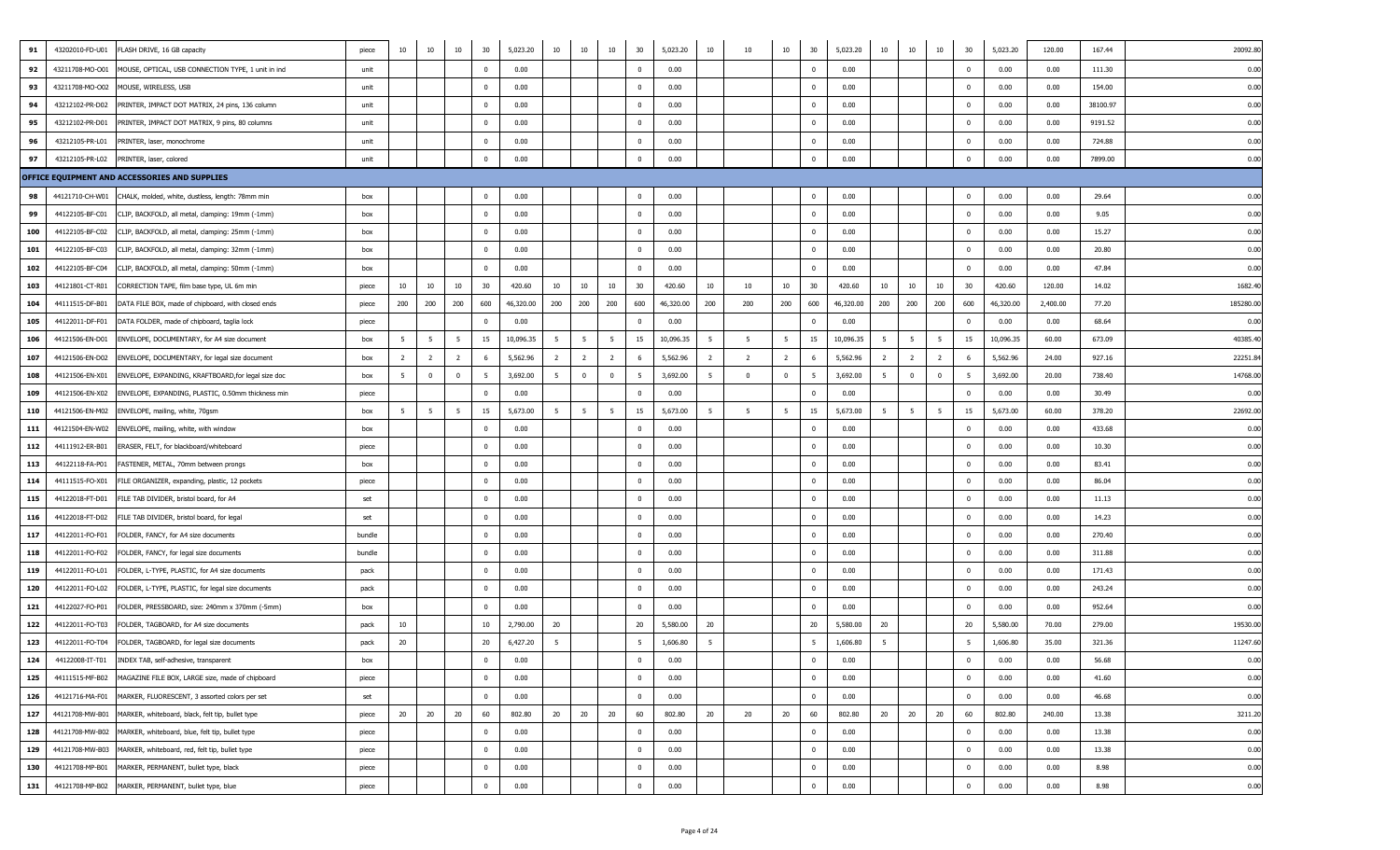| | | | | | | | | | | | | | | | | | | | | | | | | | | |
|---|---|---|---|---|---|---|---|---|---|---|---|---|---|---|---|---|---|---|---|---|---|---|---|---|---|---|
| 91 | 43202010-FD-U01 | FLASH DRIVE, 16 GB capacity | piece | 10 | 10 | 10 | 30 | 5,023.20 | 10 | 10 | 10 | 30 | 5,023.20 | 10 | 10 | 10 | 30 | 5,023.20 | 10 | 10 | 10 | 30 | 5,023.20 | 120.00 | 167.44 | 20092.80 |
| 92 | 43211708-MO-O01 | MOUSE, OPTICAL, USB CONNECTION TYPE, 1 unit in ind | unit | | | | 0 | 0.00 | | | | 0 | 0.00 | | | | 0 | 0.00 | | | | 0 | 0.00 | 0.00 | 111.30 | 0.00 |
| 93 | 43211708-MO-O02 | MOUSE, WIRELESS, USB | unit | | | | 0 | 0.00 | | | | 0 | 0.00 | | | | 0 | 0.00 | | | | 0 | 0.00 | 0.00 | 154.00 | 0.00 |
| 94 | 43212102-PR-D02 | PRINTER, IMPACT DOT MATRIX, 24 pins, 136 column | unit | | | | 0 | 0.00 | | | | 0 | 0.00 | | | | 0 | 0.00 | | | | 0 | 0.00 | 0.00 | 38100.97 | 0.00 |
| 95 | 43212102-PR-D01 | PRINTER, IMPACT DOT MATRIX, 9 pins, 80 columns | unit | | | | 0 | 0.00 | | | | 0 | 0.00 | | | | 0 | 0.00 | | | | 0 | 0.00 | 0.00 | 9191.52 | 0.00 |
| 96 | 43212105-PR-L01 | PRINTER, laser, monochrome | unit | | | | 0 | 0.00 | | | | 0 | 0.00 | | | | 0 | 0.00 | | | | 0 | 0.00 | 0.00 | 724.88 | 0.00 |
| 97 | 43212105-PR-L02 | PRINTER, laser, colored | unit | | | | 0 | 0.00 | | | | 0 | 0.00 | | | | 0 | 0.00 | | | | 0 | 0.00 | 0.00 | 7899.00 | 0.00 |
| **OFFICE EQUIPMENT AND ACCESSORIES AND SUPPLIES** | | | | | | | | | | | | | | | | | | | | | | | | | | |
| 98 | 44121710-CH-W01 | CHALK, molded, white, dustless, length: 78mm min | box | | | | 0 | 0.00 | | | | 0 | 0.00 | | | | 0 | 0.00 | | | | 0 | 0.00 | 0.00 | 29.64 | 0.00 |
| 99 | 44122105-BF-C01 | CLIP, BACKFOLD, all metal, clamping: 19mm (-1mm) | box | | | | 0 | 0.00 | | | | 0 | 0.00 | | | | 0 | 0.00 | | | | 0 | 0.00 | 0.00 | 9.05 | 0.00 |
| 100 | 44122105-BF-C02 | CLIP, BACKFOLD, all metal, clamping: 25mm (-1mm) | box | | | | 0 | 0.00 | | | | 0 | 0.00 | | | | 0 | 0.00 | | | | 0 | 0.00 | 0.00 | 15.27 | 0.00 |
| 101 | 44122105-BF-C03 | CLIP, BACKFOLD, all metal, clamping: 32mm (-1mm) | box | | | | 0 | 0.00 | | | | 0 | 0.00 | | | | 0 | 0.00 | | | | 0 | 0.00 | 0.00 | 20.80 | 0.00 |
| 102 | 44122105-BF-C04 | CLIP, BACKFOLD, all metal, clamping: 50mm (-1mm) | box | | | | 0 | 0.00 | | | | 0 | 0.00 | | | | 0 | 0.00 | | | | 0 | 0.00 | 0.00 | 47.84 | 0.00 |
| 103 | 44121801-CT-R01 | CORRECTION TAPE, film base type, UL 6m min | piece | 10 | 10 | 10 | 30 | 420.60 | 10 | 10 | 10 | 30 | 420.60 | 10 | 10 | 10 | 30 | 420.60 | 10 | 10 | 10 | 30 | 420.60 | 120.00 | 14.02 | 1682.40 |
| 104 | 44111515-DF-B01 | DATA FILE BOX, made of chipboard, with closed ends | piece | 200 | 200 | 200 | 600 | 46,320.00 | 200 | 200 | 200 | 600 | 46,320.00 | 200 | 200 | 200 | 600 | 46,320.00 | 200 | 200 | 200 | 600 | 46,320.00 | 2,400.00 | 77.20 | 185280.00 |
| 105 | 44122011-DF-F01 | DATA FOLDER, made of chipboard, taglia lock | piece | | | | 0 | 0.00 | | | | 0 | 0.00 | | | | 0 | 0.00 | | | | 0 | 0.00 | 0.00 | 68.64 | 0.00 |
| 106 | 44121506-EN-D01 | ENVELOPE, DOCUMENTARY, for A4 size document | box | 5 | 5 | 5 | 15 | 10,096.35 | 5 | 5 | 5 | 15 | 10,096.35 | 5 | 5 | 5 | 15 | 10,096.35 | 5 | 5 | 5 | 15 | 10,096.35 | 60.00 | 673.09 | 40385.40 |
| 107 | 44121506-EN-D02 | ENVELOPE, DOCUMENTARY, for legal size document | box | 2 | 2 | 2 | 6 | 5,562.96 | 2 | 2 | 2 | 6 | 5,562.96 | 2 | 2 | 2 | 6 | 5,562.96 | 2 | 2 | 2 | 6 | 5,562.96 | 24.00 | 927.16 | 22251.84 |
| 108 | 44121506-EN-X01 | ENVELOPE, EXPANDING, KRAFTBOARD,for legal size doc | box | 5 | 0 | 0 | 5 | 3,692.00 | 5 | 0 | 0 | 5 | 3,692.00 | 5 | 0 | 0 | 5 | 3,692.00 | 5 | 0 | 0 | 5 | 3,692.00 | 20.00 | 738.40 | 14768.00 |
| 109 | 44121506-EN-X02 | ENVELOPE, EXPANDING, PLASTIC, 0.50mm thickness min | piece | | | | 0 | 0.00 | | | | 0 | 0.00 | | | | 0 | 0.00 | | | | 0 | 0.00 | 0.00 | 30.49 | 0.00 |
| 110 | 44121506-EN-M02 | ENVELOPE, mailing, white, 70gsm | box | 5 | 5 | 5 | 15 | 5,673.00 | 5 | 5 | 5 | 15 | 5,673.00 | 5 | 5 | 5 | 15 | 5,673.00 | 5 | 5 | 5 | 15 | 5,673.00 | 60.00 | 378.20 | 22692.00 |
| 111 | 44121504-EN-W02 | ENVELOPE, mailing, white, with window | box | | | | 0 | 0.00 | | | | 0 | 0.00 | | | | 0 | 0.00 | | | | 0 | 0.00 | 0.00 | 433.68 | 0.00 |
| 112 | 44111912-ER-B01 | ERASER, FELT, for blackboard/whiteboard | piece | | | | 0 | 0.00 | | | | 0 | 0.00 | | | | 0 | 0.00 | | | | 0 | 0.00 | 0.00 | 10.30 | 0.00 |
| 113 | 44122118-FA-P01 | FASTENER, METAL, 70mm between prongs | box | | | | 0 | 0.00 | | | | 0 | 0.00 | | | | 0 | 0.00 | | | | 0 | 0.00 | 0.00 | 83.41 | 0.00 |
| 114 | 44111515-FO-X01 | FILE ORGANIZER, expanding, plastic, 12 pockets | piece | | | | 0 | 0.00 | | | | 0 | 0.00 | | | | 0 | 0.00 | | | | 0 | 0.00 | 0.00 | 86.04 | 0.00 |
| 115 | 44122018-FT-D01 | FILE TAB DIVIDER, bristol board, for A4 | set | | | | 0 | 0.00 | | | | 0 | 0.00 | | | | 0 | 0.00 | | | | 0 | 0.00 | 0.00 | 11.13 | 0.00 |
| 116 | 44122018-FT-D02 | FILE TAB DIVIDER, bristol board, for legal | set | | | | 0 | 0.00 | | | | 0 | 0.00 | | | | 0 | 0.00 | | | | 0 | 0.00 | 0.00 | 14.23 | 0.00 |
| 117 | 44122011-FO-F01 | FOLDER, FANCY, for A4 size documents | bundle | | | | 0 | 0.00 | | | | 0 | 0.00 | | | | 0 | 0.00 | | | | 0 | 0.00 | 0.00 | 270.40 | 0.00 |
| 118 | 44122011-FO-F02 | FOLDER, FANCY, for legal size documents | bundle | | | | 0 | 0.00 | | | | 0 | 0.00 | | | | 0 | 0.00 | | | | 0 | 0.00 | 0.00 | 311.88 | 0.00 |
| 119 | 44122011-FO-L01 | FOLDER, L-TYPE, PLASTIC, for A4 size documents | pack | | | | 0 | 0.00 | | | | 0 | 0.00 | | | | 0 | 0.00 | | | | 0 | 0.00 | 0.00 | 171.43 | 0.00 |
| 120 | 44122011-FO-L02 | FOLDER, L-TYPE, PLASTIC, for legal size documents | pack | | | | 0 | 0.00 | | | | 0 | 0.00 | | | | 0 | 0.00 | | | | 0 | 0.00 | 0.00 | 243.24 | 0.00 |
| 121 | 44122027-FO-P01 | FOLDER, PRESSBOARD, size: 240mm x 370mm (-5mm) | box | | | | 0 | 0.00 | | | | 0 | 0.00 | | | | 0 | 0.00 | | | | 0 | 0.00 | 0.00 | 952.64 | 0.00 |
| 122 | 44122011-FO-T03 | FOLDER, TAGBOARD, for A4 size documents | pack | 10 | | | 10 | 2,790.00 | 20 | | | 20 | 5,580.00 | 20 | | | 20 | 5,580.00 | 20 | | | 20 | 5,580.00 | 70.00 | 279.00 | 19530.00 |
| 123 | 44122011-FO-T04 | FOLDER, TAGBOARD, for legal size documents | pack | 20 | | | 20 | 6,427.20 | 5 | | | 5 | 1,606.80 | 5 | | | 5 | 1,606.80 | 5 | | | 5 | 1,606.80 | 35.00 | 321.36 | 11247.60 |
| 124 | 44122008-IT-T01 | INDEX TAB, self-adhesive, transparent | box | | | | 0 | 0.00 | | | | 0 | 0.00 | | | | 0 | 0.00 | | | | 0 | 0.00 | 0.00 | 56.68 | 0.00 |
| 125 | 44111515-MF-B02 | MAGAZINE FILE BOX, LARGE size, made of chipboard | piece | | | | 0 | 0.00 | | | | 0 | 0.00 | | | | 0 | 0.00 | | | | 0 | 0.00 | 0.00 | 41.60 | 0.00 |
| 126 | 44121716-MA-F01 | MARKER, FLUORESCENT, 3 assorted colors per set | set | | | | 0 | 0.00 | | | | 0 | 0.00 | | | | 0 | 0.00 | | | | 0 | 0.00 | 0.00 | 46.68 | 0.00 |
| 127 | 44121708-MW-B01 | MARKER, whiteboard, black, felt tip, bullet type | piece | 20 | 20 | 20 | 60 | 802.80 | 20 | 20 | 20 | 60 | 802.80 | 20 | 20 | 20 | 60 | 802.80 | 20 | 20 | 20 | 60 | 802.80 | 240.00 | 13.38 | 3211.20 |
| 128 | 44121708-MW-B02 | MARKER, whiteboard, blue, felt tip, bullet type | piece | | | | 0 | 0.00 | | | | 0 | 0.00 | | | | 0 | 0.00 | | | | 0 | 0.00 | 0.00 | 13.38 | 0.00 |
| 129 | 44121708-MW-B03 | MARKER, whiteboard, red, felt tip, bullet type | piece | | | | 0 | 0.00 | | | | 0 | 0.00 | | | | 0 | 0.00 | | | | 0 | 0.00 | 0.00 | 13.38 | 0.00 |
| 130 | 44121708-MP-B01 | MARKER, PERMANENT, bullet type, black | piece | | | | 0 | 0.00 | | | | 0 | 0.00 | | | | 0 | 0.00 | | | | 0 | 0.00 | 0.00 | 8.98 | 0.00 |
| 131 | 44121708-MP-B02 | MARKER, PERMANENT, bullet type, blue | piece | | | | 0 | 0.00 | | | | 0 | 0.00 | | | | 0 | 0.00 | | | | 0 | 0.00 | 0.00 | 8.98 | 0.00 |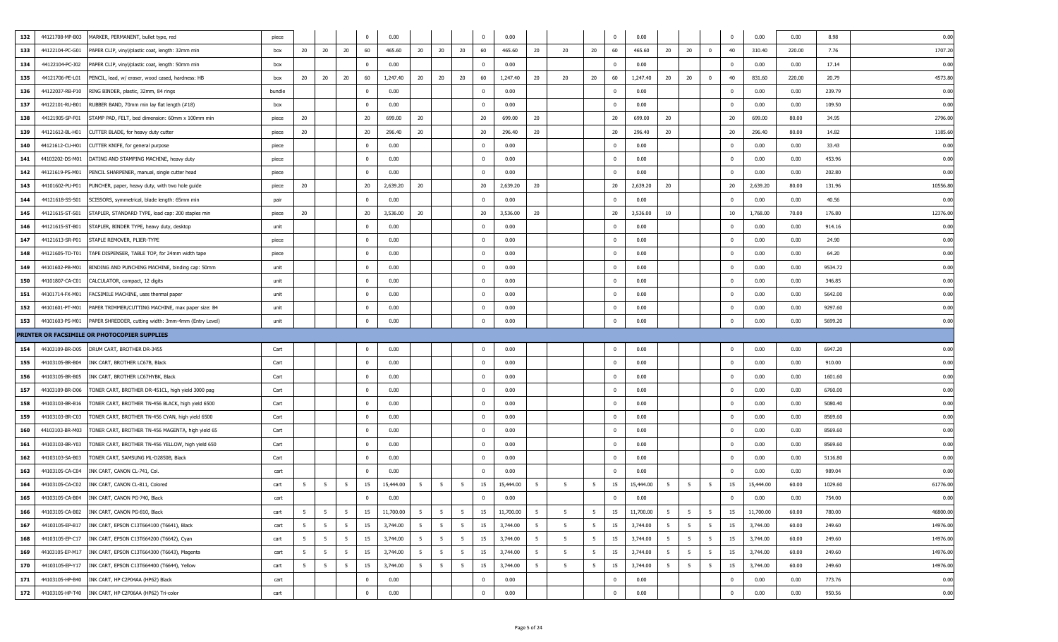| 132 | 44121708-MP-B03 | MARKER, PERMANENT, bullet type, red | piece | | | | 0 | 0.00 | | | | 0 | 0.00 | | | | 0 | 0.00 | | | | 0 | 0.00 | 0.00 | 8.98 | 0.00 |
|---|---|---|---|---|---|---|---|---|---|---|---|---|---|---|---|---|---|---|---|---|---|---|---|---|---|---|
| 133 | 44122104-PC-G01 | PAPER CLIP, vinyl/plastic coat, length: 32mm min | box | 20 | 20 | 20 | 60 | 465.60 | 20 | 20 | 20 | 60 | 465.60 | 20 | 20 | 20 | 60 | 465.60 | 20 | 20 | 0 | 40 | 310.40 | 220.00 | 7.76 | 1707.20 |
| 134 | 44122104-PC-J02 | PAPER CLIP, vinyl/plastic coat, length: 50mm min | box | | | | 0 | 0.00 | | | | 0 | 0.00 | | | | 0 | 0.00 | | | | 0 | 0.00 | 0.00 | 17.14 | 0.00 |
| 135 | 44121706-PE-L01 | PENCIL, lead, w/ eraser, wood cased, hardness: HB | box | 20 | 20 | 20 | 60 | 1,247.40 | 20 | 20 | 20 | 60 | 1,247.40 | 20 | 20 | 20 | 60 | 1,247.40 | 20 | 20 | 0 | 40 | 831.60 | 220.00 | 20.79 | 4573.80 |
| 136 | 44122037-RB-P10 | RING BINDER, plastic, 32mm, B4 rings | bundle | | | | 0 | 0.00 | | | | 0 | 0.00 | | | | 0 | 0.00 | | | | 0 | 0.00 | 0.00 | 239.79 | 0.00 |
| 137 | 44122101-RU-B01 | RUBBER BAND, 70mm min lay flat length (#18) | box | | | | 0 | 0.00 | | | | 0 | 0.00 | | | | 0 | 0.00 | | | | 0 | 0.00 | 0.00 | 109.50 | 0.00 |
| 138 | 44121905-SP-F01 | STAMP PAD, FELT, bed dimension: 60mm x 100mm min | piece | 20 | | | 20 | 699.00 | 20 | | | 20 | 699.00 | 20 | | | 20 | 699.00 | 20 | | | 20 | 699.00 | 80.00 | 34.95 | 2796.00 |
| 139 | 44121612-BL-H01 | CUTTER BLADE, for heavy duty cutter | piece | 20 | | | 20 | 296.40 | 20 | | | 20 | 296.40 | 20 | | | 20 | 296.40 | 20 | | | 20 | 296.40 | 80.00 | 14.82 | 1185.60 |
| 140 | 44121612-CU-H01 | CUTTER KNIFE, for general purpose | piece | | | | 0 | 0.00 | | | | 0 | 0.00 | | | | 0 | 0.00 | | | | 0 | 0.00 | 0.00 | 33.43 | 0.00 |
| 141 | 44103202-DS-M01 | DATING AND STAMPING MACHINE, heavy duty | piece | | | | 0 | 0.00 | | | | 0 | 0.00 | | | | 0 | 0.00 | | | | 0 | 0.00 | 0.00 | 453.96 | 0.00 |
| 142 | 44121619-PS-M01 | PENCIL SHARPENER, manual, single cutter head | piece | | | | 0 | 0.00 | | | | 0 | 0.00 | | | | 0 | 0.00 | | | | 0 | 0.00 | 0.00 | 202.80 | 0.00 |
| 143 | 44101602-PU-P01 | PUNCHER, paper, heavy duty, with two hole guide | piece | 20 | | | 20 | 2,639.20 | 20 | | | 20 | 2,639.20 | 20 | | | 20 | 2,639.20 | 20 | | | 20 | 2,639.20 | 80.00 | 131.96 | 10556.80 |
| 144 | 44121618-SS-S01 | SCISSORS, symmetrical, blade length: 65mm min | pair | | | | 0 | 0.00 | | | | 0 | 0.00 | | | | 0 | 0.00 | | | | 0 | 0.00 | 0.00 | 40.56 | 0.00 |
| 145 | 44121615-ST-S01 | STAPLER, STANDARD TYPE, load cap: 200 staples min | piece | 20 | | | 20 | 3,536.00 | 20 | | | 20 | 3,536.00 | 20 | | | 20 | 3,536.00 | 10 | | | 10 | 1,768.00 | 70.00 | 176.80 | 12376.00 |
| 146 | 44121615-ST-B01 | STAPLER, BINDER TYPE, heavy duty, desktop | unit | | | | 0 | 0.00 | | | | 0 | 0.00 | | | | 0 | 0.00 | | | | 0 | 0.00 | 0.00 | 914.16 | 0.00 |
| 147 | 44121613-SR-P01 | STAPLE REMOVER, PLIER-TYPE | piece | | | | 0 | 0.00 | | | | 0 | 0.00 | | | | 0 | 0.00 | | | | 0 | 0.00 | 0.00 | 24.90 | 0.00 |
| 148 | 44121605-TD-T01 | TAPE DISPENSER, TABLE TOP, for 24mm width tape | piece | | | | 0 | 0.00 | | | | 0 | 0.00 | | | | 0 | 0.00 | | | | 0 | 0.00 | 0.00 | 64.20 | 0.00 |
| 149 | 44101602-PB-M01 | BINDING AND PUNCHING MACHINE, binding cap: 50mm | unit | | | | 0 | 0.00 | | | | 0 | 0.00 | | | | 0 | 0.00 | | | | 0 | 0.00 | 0.00 | 9534.72 | 0.00 |
| 150 | 44101807-CA-C01 | CALCULATOR, compact, 12 digits | unit | | | | 0 | 0.00 | | | | 0 | 0.00 | | | | 0 | 0.00 | | | | 0 | 0.00 | 0.00 | 346.85 | 0.00 |
| 151 | 44101714-FX-M01 | FACSIMILE MACHINE, uses thermal paper | unit | | | | 0 | 0.00 | | | | 0 | 0.00 | | | | 0 | 0.00 | | | | 0 | 0.00 | 0.00 | 5642.00 | 0.00 |
| 152 | 44101601-PT-M01 | PAPER TRIMMER/CUTTING MACHINE, max paper size: B4 | unit | | | | 0 | 0.00 | | | | 0 | 0.00 | | | | 0 | 0.00 | | | | 0 | 0.00 | 0.00 | 9297.60 | 0.00 |
| 153 | 44101603-PS-M01 | PAPER SHREDDER, cutting width: 3mm-4mm (Entry Level) | unit | | | | 0 | 0.00 | | | | 0 | 0.00 | | | | 0 | 0.00 | | | | 0 | 0.00 | 0.00 | 5699.20 | 0.00 |
| | | **PRINTER OR FACSIMILE OR PHOTOCOPIER SUPPLIES** | | | | | | | | | | | | | | | | | | | | | | | | |
| 154 | 44103109-BR-D05 | DRUM CART, BROTHER DR-3455 | Cart | | | | 0 | 0.00 | | | | 0 | 0.00 | | | | 0 | 0.00 | | | | 0 | 0.00 | 0.00 | 6947.20 | 0.00 |
| 155 | 44103105-BR-B04 | INK CART, BROTHER LC67B, Black | Cart | | | | 0 | 0.00 | | | | 0 | 0.00 | | | | 0 | 0.00 | | | | 0 | 0.00 | 0.00 | 910.00 | 0.00 |
| 156 | 44103105-BR-B05 | INK CART, BROTHER LC67HYBK, Black | Cart | | | | 0 | 0.00 | | | | 0 | 0.00 | | | | 0 | 0.00 | | | | 0 | 0.00 | 0.00 | 1601.60 | 0.00 |
| 157 | 44103109-BR-D06 | TONER CART, BROTHER DR-451CL, high yield 3000 pag | Cart | | | | 0 | 0.00 | | | | 0 | 0.00 | | | | 0 | 0.00 | | | | 0 | 0.00 | 0.00 | 6760.00 | 0.00 |
| 158 | 44103103-BR-B16 | TONER CART, BROTHER TN-456 BLACK, high yield 6500 | Cart | | | | 0 | 0.00 | | | | 0 | 0.00 | | | | 0 | 0.00 | | | | 0 | 0.00 | 0.00 | 5080.40 | 0.00 |
| 159 | 44103103-BR-C03 | TONER CART, BROTHER TN-456 CYAN, high yield 6500 | Cart | | | | 0 | 0.00 | | | | 0 | 0.00 | | | | 0 | 0.00 | | | | 0 | 0.00 | 0.00 | 8569.60 | 0.00 |
| 160 | 44103103-BR-M03 | TONER CART, BROTHER TN-456 MAGENTA, high yield 65 | Cart | | | | 0 | 0.00 | | | | 0 | 0.00 | | | | 0 | 0.00 | | | | 0 | 0.00 | 0.00 | 8569.60 | 0.00 |
| 161 | 44103103-BR-Y03 | TONER CART, BROTHER TN-456 YELLOW, high yield 650 | Cart | | | | 0 | 0.00 | | | | 0 | 0.00 | | | | 0 | 0.00 | | | | 0 | 0.00 | 0.00 | 8569.60 | 0.00 |
| 162 | 44103103-SA-B03 | TONER CART, SAMSUNG ML-D2850B, Black | Cart | | | | 0 | 0.00 | | | | 0 | 0.00 | | | | 0 | 0.00 | | | | 0 | 0.00 | 0.00 | 5116.80 | 0.00 |
| 163 | 44103105-CA-C04 | INK CART, CANON CL-741, Col. | cart | | | | 0 | 0.00 | | | | 0 | 0.00 | | | | 0 | 0.00 | | | | 0 | 0.00 | 0.00 | 989.04 | 0.00 |
| 164 | 44103105-CA-C02 | INK CART, CANON CL-811, Colored | cart | 5 | 5 | 5 | 15 | 15,444.00 | 5 | 5 | 5 | 15 | 15,444.00 | 5 | 5 | 5 | 15 | 15,444.00 | 5 | 5 | 5 | 15 | 15,444.00 | 60.00 | 1029.60 | 61776.00 |
| 165 | 44103105-CA-B04 | INK CART, CANON PG-740, Black | cart | | | | 0 | 0.00 | | | | 0 | 0.00 | | | | 0 | 0.00 | | | | 0 | 0.00 | 0.00 | 754.00 | 0.00 |
| 166 | 44103105-CA-B02 | INK CART, CANON PG-810, Black | cart | 5 | 5 | 5 | 15 | 11,700.00 | 5 | 5 | 5 | 15 | 11,700.00 | 5 | 5 | 5 | 15 | 11,700.00 | 5 | 5 | 5 | 15 | 11,700.00 | 60.00 | 780.00 | 46800.00 |
| 167 | 44103105-EP-B17 | INK CART, EPSON C13T664100 (T6641), Black | cart | 5 | 5 | 5 | 15 | 3,744.00 | 5 | 5 | 5 | 15 | 3,744.00 | 5 | 5 | 5 | 15 | 3,744.00 | 5 | 5 | 5 | 15 | 3,744.00 | 60.00 | 249.60 | 14976.00 |
| 168 | 44103105-EP-C17 | INK CART, EPSON C13T664200 (T6642), Cyan | cart | 5 | 5 | 5 | 15 | 3,744.00 | 5 | 5 | 5 | 15 | 3,744.00 | 5 | 5 | 5 | 15 | 3,744.00 | 5 | 5 | 5 | 15 | 3,744.00 | 60.00 | 249.60 | 14976.00 |
| 169 | 44103105-EP-M17 | INK CART, EPSON C13T664300 (T6643), Magenta | cart | 5 | 5 | 5 | 15 | 3,744.00 | 5 | 5 | 5 | 15 | 3,744.00 | 5 | 5 | 5 | 15 | 3,744.00 | 5 | 5 | 5 | 15 | 3,744.00 | 60.00 | 249.60 | 14976.00 |
| 170 | 44103105-EP-Y17 | INK CART, EPSON C13T664400 (T6644), Yellow | cart | 5 | 5 | 5 | 15 | 3,744.00 | 5 | 5 | 5 | 15 | 3,744.00 | 5 | 5 | 5 | 15 | 3,744.00 | 5 | 5 | 5 | 15 | 3,744.00 | 60.00 | 249.60 | 14976.00 |
| 171 | 44103105-HP-B40 | INK CART, HP C2P04AA (HP62) Black | cart | | | | 0 | 0.00 | | | | 0 | 0.00 | | | | 0 | 0.00 | | | | 0 | 0.00 | 0.00 | 773.76 | 0.00 |
| 172 | 44103105-HP-T40 | INK CART, HP C2P06AA (HP62) Tri-color | cart | | | | 0 | 0.00 | | | | 0 | 0.00 | | | | 0 | 0.00 | | | | 0 | 0.00 | 0.00 | 950.56 | 0.00 |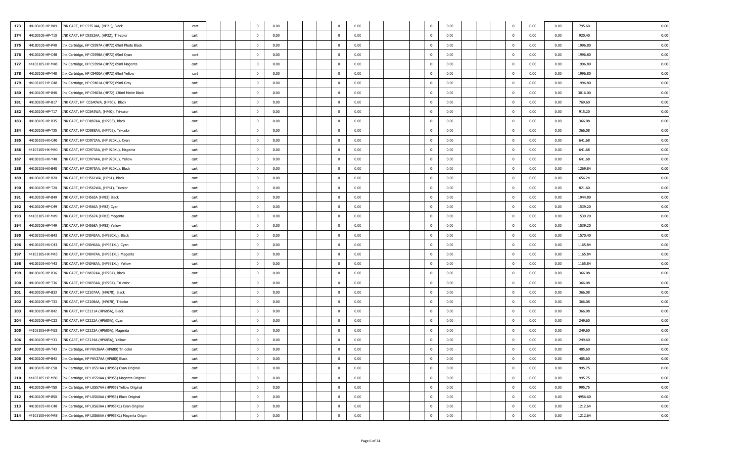| | | | | | | | | | | | | | | | | | | | | | | | | | | |
|---|---|---|---|---|---|---|---|---|---|---|---|---|---|---|---|---|---|---|---|---|---|---|---|---|---|---|
| 173 | 44103105-HP-B09 | INK CART, HP C9351AA, (HP21), Black | cart | | | | 0 | 0.00 | | | | 0 | 0.00 | | | | 0 | 0.00 | | | | 0 | 0.00 | 0.00 | 795.60 | 0.00 |
| 174 | 44103105-HP-T10 | INK CART, HP C9352AA, (HP22), Tri-color | cart | | | | 0 | 0.00 | | | | 0 | 0.00 | | | | 0 | 0.00 | | | | 0 | 0.00 | 0.00 | 920.40 | 0.00 |
| 175 | 44103105-HP-P48 | Ink Cartridge, HP C9397A (HP72) 69ml Photo Black | cart | | | | 0 | 0.00 | | | | 0 | 0.00 | | | | 0 | 0.00 | | | | 0 | 0.00 | 0.00 | 1996.80 | 0.00 |
| 176 | 44103105-HP-C48 | Ink Cartridge, HP C9398A (HP72) 69ml Cyan | cart | | | | 0 | 0.00 | | | | 0 | 0.00 | | | | 0 | 0.00 | | | | 0 | 0.00 | 0.00 | 1996.80 | 0.00 |
| 177 | 44103105-HP-M48 | Ink Cartridge, HP C9399A (HP72) 69ml Magenta | cart | | | | 0 | 0.00 | | | | 0 | 0.00 | | | | 0 | 0.00 | | | | 0 | 0.00 | 0.00 | 1996.80 | 0.00 |
| 178 | 44103105-HP-Y48 | Ink Cartridge, HP C9400A (HP72) 69ml Yellow | cart | | | | 0 | 0.00 | | | | 0 | 0.00 | | | | 0 | 0.00 | | | | 0 | 0.00 | 0.00 | 1996.80 | 0.00 |
| 179 | 44103105-HP-G48 | Ink Cartridge, HP C9401A (HP72) 69ml Gray | cart | | | | 0 | 0.00 | | | | 0 | 0.00 | | | | 0 | 0.00 | | | | 0 | 0.00 | 0.00 | 1996.80 | 0.00 |
| 180 | 44103105-HP-B48 | Ink Cartridge, HP C9403A (HP72) 130ml Matte Black | cart | | | | 0 | 0.00 | | | | 0 | 0.00 | | | | 0 | 0.00 | | | | 0 | 0.00 | 0.00 | 3016.00 | 0.00 |
| 181 | 44103105-HP-B17 | INK CART, HP CC640WA, (HP60), Black | cart | | | | 0 | 0.00 | | | | 0 | 0.00 | | | | 0 | 0.00 | | | | 0 | 0.00 | 0.00 | 769.60 | 0.00 |
| 182 | 44103105-HP-T17 | INK CART, HP CC643WA, (HP60), Tri-color | cart | | | | 0 | 0.00 | | | | 0 | 0.00 | | | | 0 | 0.00 | | | | 0 | 0.00 | 0.00 | 915.20 | 0.00 |
| 183 | 44103105-HP-B35 | INK CART, HP CD887AA, (HP703), Black | cart | | | | 0 | 0.00 | | | | 0 | 0.00 | | | | 0 | 0.00 | | | | 0 | 0.00 | 0.00 | 366.08 | 0.00 |
| 184 | 44103105-HP-T35 | INK CART, HP CD888AA, (HP703), Tri-color | cart | | | | 0 | 0.00 | | | | 0 | 0.00 | | | | 0 | 0.00 | | | | 0 | 0.00 | 0.00 | 366.08 | 0.00 |
| 185 | 44103105-HX-C40 | INK CART, HP CD972AA, (HP 920XL), Cyan | cart | | | | 0 | 0.00 | | | | 0 | 0.00 | | | | 0 | 0.00 | | | | 0 | 0.00 | 0.00 | 641.68 | 0.00 |
| 186 | 44103105-HX-M40 | INK CART, HP CD973AA, (HP 920XL), Magenta | cart | | | | 0 | 0.00 | | | | 0 | 0.00 | | | | 0 | 0.00 | | | | 0 | 0.00 | 0.00 | 641.68 | 0.00 |
| 187 | 44103105-HX-Y40 | INK CART, HP CD974AA, (HP 920XL), Yellow | cart | | | | 0 | 0.00 | | | | 0 | 0.00 | | | | 0 | 0.00 | | | | 0 | 0.00 | 0.00 | 641.68 | 0.00 |
| 188 | 44103105-HX-B40 | INK CART, HP CD975AA, (HP 920XL), Black | cart | | | | 0 | 0.00 | | | | 0 | 0.00 | | | | 0 | 0.00 | | | | 0 | 0.00 | 0.00 | 1269.84 | 0.00 |
| 189 | 44103105-HP-B20 | INK CART, HP CH561WA, (HP61), Black | cart | | | | 0 | 0.00 | | | | 0 | 0.00 | | | | 0 | 0.00 | | | | 0 | 0.00 | 0.00 | 656.24 | 0.00 |
| 190 | 44103105-HP-T20 | INK CART, HP CH562WA, (HP61), Tricolor | cart | | | | 0 | 0.00 | | | | 0 | 0.00 | | | | 0 | 0.00 | | | | 0 | 0.00 | 0.00 | 821.60 | 0.00 |
| 191 | 44103105-HP-B49 | INK CART, HP CH565A (HP82) Black | cart | | | | 0 | 0.00 | | | | 0 | 0.00 | | | | 0 | 0.00 | | | | 0 | 0.00 | 0.00 | 1944.80 | 0.00 |
| 192 | 44103105-HP-C49 | INK CART, HP CH566A (HP82) Cyan | cart | | | | 0 | 0.00 | | | | 0 | 0.00 | | | | 0 | 0.00 | | | | 0 | 0.00 | 0.00 | 1539.20 | 0.00 |
| 193 | 44103105-HP-M49 | INK CART, HP CH567A (HP82) Magenta | cart | | | | 0 | 0.00 | | | | 0 | 0.00 | | | | 0 | 0.00 | | | | 0 | 0.00 | 0.00 | 1539.20 | 0.00 |
| 194 | 44103105-HP-Y49 | INK CART, HP CH568A (HP82) Yellow | cart | | | | 0 | 0.00 | | | | 0 | 0.00 | | | | 0 | 0.00 | | | | 0 | 0.00 | 0.00 | 1539.20 | 0.00 |
| 195 | 44103105-HX-B43 | INK CART, HP CN045AA, (HP950XL), Black | cart | | | | 0 | 0.00 | | | | 0 | 0.00 | | | | 0 | 0.00 | | | | 0 | 0.00 | 0.00 | 1570.40 | 0.00 |
| 196 | 44103105-HX-C43 | INK CART, HP CN046AA, (HP951XL), Cyan | cart | | | | 0 | 0.00 | | | | 0 | 0.00 | | | | 0 | 0.00 | | | | 0 | 0.00 | 0.00 | 1165.84 | 0.00 |
| 197 | 44103105-HX-M43 | INK CART, HP CN047AA, (HP951XL), Magenta | cart | | | | 0 | 0.00 | | | | 0 | 0.00 | | | | 0 | 0.00 | | | | 0 | 0.00 | 0.00 | 1165.84 | 0.00 |
| 198 | 44103105-HX-Y43 | INK CART, HP CN048AA, (HP951XL). Yellow | cart | | | | 0 | 0.00 | | | | 0 | 0.00 | | | | 0 | 0.00 | | | | 0 | 0.00 | 0.00 | 1165.84 | 0.00 |
| 199 | 44103105-HP-B36 | INK CART, HP CN692AA, (HP704), Black | cart | | | | 0 | 0.00 | | | | 0 | 0.00 | | | | 0 | 0.00 | | | | 0 | 0.00 | 0.00 | 366.08 | 0.00 |
| 200 | 44103105-HP-T36 | INK CART, HP CN693AA, (HP704), Tri-color | cart | | | | 0 | 0.00 | | | | 0 | 0.00 | | | | 0 | 0.00 | | | | 0 | 0.00 | 0.00 | 366.08 | 0.00 |
| 201 | 44103105-HP-B33 | INK CART, HP CZ107AA, (HP678), Black | cart | | | | 0 | 0.00 | | | | 0 | 0.00 | | | | 0 | 0.00 | | | | 0 | 0.00 | 0.00 | 366.08 | 0.00 |
| 202 | 44103105-HP-T33 | INK CART, HP CZ108AA, (HP678), Tricolor | cart | | | | 0 | 0.00 | | | | 0 | 0.00 | | | | 0 | 0.00 | | | | 0 | 0.00 | 0.00 | 366.08 | 0.00 |
| 203 | 44103105-HP-B42 | INK CART, HP CZ121A (HP685A), Black | cart | | | | 0 | 0.00 | | | | 0 | 0.00 | | | | 0 | 0.00 | | | | 0 | 0.00 | 0.00 | 366.08 | 0.00 |
| 204 | 44103105-HP-C33 | INK CART, HP CZ122A (HP685A), Cyan | cart | | | | 0 | 0.00 | | | | 0 | 0.00 | | | | 0 | 0.00 | | | | 0 | 0.00 | 0.00 | 249.60 | 0.00 |
| 205 | 44103105-HP-M33 | INK CART, HP CZ123A (HP685A), Magenta | cart | | | | 0 | 0.00 | | | | 0 | 0.00 | | | | 0 | 0.00 | | | | 0 | 0.00 | 0.00 | 249.60 | 0.00 |
| 206 | 44103105-HP-Y33 | INK CART, HP CZ124A (HP685A), Yellow | cart | | | | 0 | 0.00 | | | | 0 | 0.00 | | | | 0 | 0.00 | | | | 0 | 0.00 | 0.00 | 249.60 | 0.00 |
| 207 | 44103105-HP-T43 | Ink Cartridge, HP F6V26AA (HP680) Tri-color | cart | | | | 0 | 0.00 | | | | 0 | 0.00 | | | | 0 | 0.00 | | | | 0 | 0.00 | 0.00 | 405.60 | 0.00 |
| 208 | 44103105-HP-B43 | Ink Cartridge, HP F6V27AA (HP680) Black | cart | | | | 0 | 0.00 | | | | 0 | 0.00 | | | | 0 | 0.00 | | | | 0 | 0.00 | 0.00 | 405.60 | 0.00 |
| 209 | 44103105-HP-C50 | Ink Cartridge, HP L0S51AA (HP955) Cyan Original | cart | | | | 0 | 0.00 | | | | 0 | 0.00 | | | | 0 | 0.00 | | | | 0 | 0.00 | 0.00 | 995.75 | 0.00 |
| 210 | 44103105-HP-M50 | Ink Cartridge, HP L0S54AA (HP955) Magenta Original | cart | | | | 0 | 0.00 | | | | 0 | 0.00 | | | | 0 | 0.00 | | | | 0 | 0.00 | 0.00 | 995.75 | 0.00 |
| 211 | 44103105-HP-Y50 | Ink Cartridge, HP L0S57AA (HP955) Yellow Original | cart | | | | 0 | 0.00 | | | | 0 | 0.00 | | | | 0 | 0.00 | | | | 0 | 0.00 | 0.00 | 995.75 | 0.00 |
| 212 | 44103105-HP-B50 | Ink Cartridge, HP L0S60AA (HP955) Black Original | cart | | | | 0 | 0.00 | | | | 0 | 0.00 | | | | 0 | 0.00 | | | | 0 | 0.00 | 0.00 | 4956.60 | 0.00 |
| 213 | 44103105-HX-C48 | Ink Cartridge, HP L0S63AA (HP955XL) Cyan Original | cart | | | | 0 | 0.00 | | | | 0 | 0.00 | | | | 0 | 0.00 | | | | 0 | 0.00 | 0.00 | 1212.64 | 0.00 |
| 214 | 44103105-HX-M48 | Ink Cartridge, HP L0S66AA (HP955XL) Magenta Origin | cart | | | | 0 | 0.00 | | | | 0 | 0.00 | | | | 0 | 0.00 | | | | 0 | 0.00 | 0.00 | 1212.64 | 0.00 |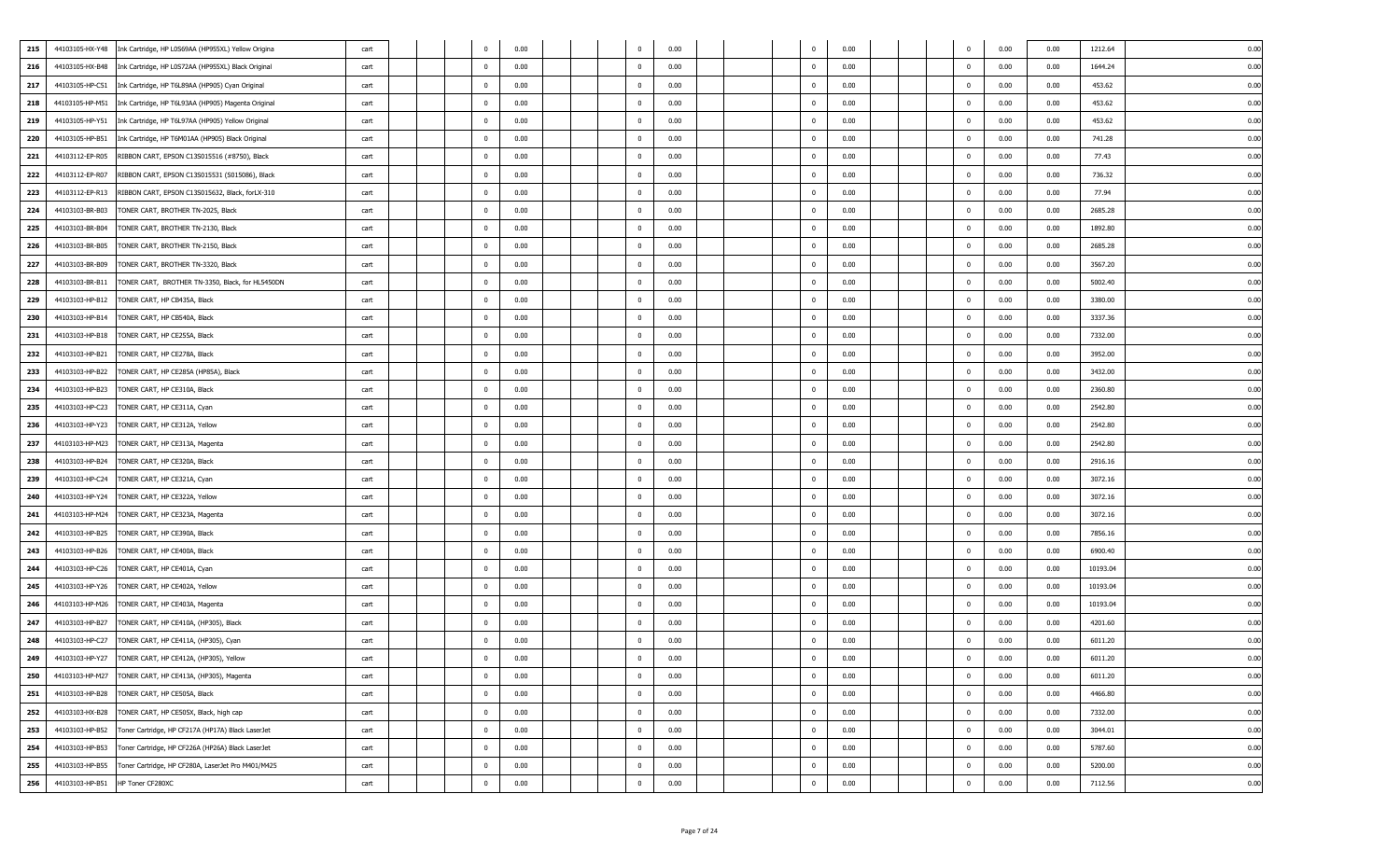| | | | | | | | | | | | | | | | | | | | | | | |
|---|---|---|---|---|---|---|---|---|---|---|---|---|---|---|---|---|---|---|---|---|---|---|
| 215 | 44103105-HX-Y48 | Ink Cartridge, HP L0S69AA (HP955XL) Yellow Origina | cart | | | 0 | 0.00 | | | 0 | 0.00 | | | 0 | 0.00 | | | 0 | 0.00 | 0.00 | 1212.64 | 0.00 |
| 216 | 44103105-HX-B48 | Ink Cartridge, HP L0S72AA (HP955XL) Black Original | cart | | | 0 | 0.00 | | | 0 | 0.00 | | | 0 | 0.00 | | | 0 | 0.00 | 0.00 | 1644.24 | 0.00 |
| 217 | 44103105-HP-C51 | Ink Cartridge, HP T6L89AA (HP905) Cyan Original | cart | | | 0 | 0.00 | | | 0 | 0.00 | | | 0 | 0.00 | | | 0 | 0.00 | 0.00 | 453.62 | 0.00 |
| 218 | 44103105-HP-M51 | Ink Cartridge, HP T6L93AA (HP905) Magenta Original | cart | | | 0 | 0.00 | | | 0 | 0.00 | | | 0 | 0.00 | | | 0 | 0.00 | 0.00 | 453.62 | 0.00 |
| 219 | 44103105-HP-Y51 | Ink Cartridge, HP T6L97AA (HP905) Yellow Original | cart | | | 0 | 0.00 | | | 0 | 0.00 | | | 0 | 0.00 | | | 0 | 0.00 | 0.00 | 453.62 | 0.00 |
| 220 | 44103105-HP-B51 | Ink Cartridge, HP T6M01AA (HP905) Black Original | cart | | | 0 | 0.00 | | | 0 | 0.00 | | | 0 | 0.00 | | | 0 | 0.00 | 0.00 | 741.28 | 0.00 |
| 221 | 44103112-EP-R05 | RIBBON CART, EPSON C13S015516 (#8750), Black | cart | | | 0 | 0.00 | | | 0 | 0.00 | | | 0 | 0.00 | | | 0 | 0.00 | 0.00 | 77.43 | 0.00 |
| 222 | 44103112-EP-R07 | RIBBON CART, EPSON C13S015531 (S015086), Black | cart | | | 0 | 0.00 | | | 0 | 0.00 | | | 0 | 0.00 | | | 0 | 0.00 | 0.00 | 736.32 | 0.00 |
| 223 | 44103112-EP-R13 | RIBBON CART, EPSON C13S015632, Black, forLX-310 | cart | | | 0 | 0.00 | | | 0 | 0.00 | | | 0 | 0.00 | | | 0 | 0.00 | 0.00 | 77.94 | 0.00 |
| 224 | 44103103-BR-B03 | TONER CART, BROTHER TN-2025, Black | cart | | | 0 | 0.00 | | | 0 | 0.00 | | | 0 | 0.00 | | | 0 | 0.00 | 0.00 | 2685.28 | 0.00 |
| 225 | 44103103-BR-B04 | TONER CART, BROTHER TN-2130, Black | cart | | | 0 | 0.00 | | | 0 | 0.00 | | | 0 | 0.00 | | | 0 | 0.00 | 0.00 | 1892.80 | 0.00 |
| 226 | 44103103-BR-B05 | TONER CART, BROTHER TN-2150, Black | cart | | | 0 | 0.00 | | | 0 | 0.00 | | | 0 | 0.00 | | | 0 | 0.00 | 0.00 | 2685.28 | 0.00 |
| 227 | 44103103-BR-B09 | TONER CART, BROTHER TN-3320, Black | cart | | | 0 | 0.00 | | | 0 | 0.00 | | | 0 | 0.00 | | | 0 | 0.00 | 0.00 | 3567.20 | 0.00 |
| 228 | 44103103-BR-B11 | TONER CART, BROTHER TN-3350, Black, for HL5450DN | cart | | | 0 | 0.00 | | | 0 | 0.00 | | | 0 | 0.00 | | | 0 | 0.00 | 0.00 | 5002.40 | 0.00 |
| 229 | 44103103-HP-B12 | TONER CART, HP CB435A, Black | cart | | | 0 | 0.00 | | | 0 | 0.00 | | | 0 | 0.00 | | | 0 | 0.00 | 0.00 | 3380.00 | 0.00 |
| 230 | 44103103-HP-B14 | TONER CART, HP CB540A, Black | cart | | | 0 | 0.00 | | | 0 | 0.00 | | | 0 | 0.00 | | | 0 | 0.00 | 0.00 | 3337.36 | 0.00 |
| 231 | 44103103-HP-B18 | TONER CART, HP CE255A, Black | cart | | | 0 | 0.00 | | | 0 | 0.00 | | | 0 | 0.00 | | | 0 | 0.00 | 0.00 | 7332.00 | 0.00 |
| 232 | 44103103-HP-B21 | TONER CART, HP CE278A, Black | cart | | | 0 | 0.00 | | | 0 | 0.00 | | | 0 | 0.00 | | | 0 | 0.00 | 0.00 | 3952.00 | 0.00 |
| 233 | 44103103-HP-B22 | TONER CART, HP CE285A (HP85A), Black | cart | | | 0 | 0.00 | | | 0 | 0.00 | | | 0 | 0.00 | | | 0 | 0.00 | 0.00 | 3432.00 | 0.00 |
| 234 | 44103103-HP-B23 | TONER CART, HP CE310A, Black | cart | | | 0 | 0.00 | | | 0 | 0.00 | | | 0 | 0.00 | | | 0 | 0.00 | 0.00 | 2360.80 | 0.00 |
| 235 | 44103103-HP-C23 | TONER CART, HP CE311A, Cyan | cart | | | 0 | 0.00 | | | 0 | 0.00 | | | 0 | 0.00 | | | 0 | 0.00 | 0.00 | 2542.80 | 0.00 |
| 236 | 44103103-HP-Y23 | TONER CART, HP CE312A, Yellow | cart | | | 0 | 0.00 | | | 0 | 0.00 | | | 0 | 0.00 | | | 0 | 0.00 | 0.00 | 2542.80 | 0.00 |
| 237 | 44103103-HP-M23 | TONER CART, HP CE313A, Magenta | cart | | | 0 | 0.00 | | | 0 | 0.00 | | | 0 | 0.00 | | | 0 | 0.00 | 0.00 | 2542.80 | 0.00 |
| 238 | 44103103-HP-B24 | TONER CART, HP CE320A, Black | cart | | | 0 | 0.00 | | | 0 | 0.00 | | | 0 | 0.00 | | | 0 | 0.00 | 0.00 | 2916.16 | 0.00 |
| 239 | 44103103-HP-C24 | TONER CART, HP CE321A, Cyan | cart | | | 0 | 0.00 | | | 0 | 0.00 | | | 0 | 0.00 | | | 0 | 0.00 | 0.00 | 3072.16 | 0.00 |
| 240 | 44103103-HP-Y24 | TONER CART, HP CE322A, Yellow | cart | | | 0 | 0.00 | | | 0 | 0.00 | | | 0 | 0.00 | | | 0 | 0.00 | 0.00 | 3072.16 | 0.00 |
| 241 | 44103103-HP-M24 | TONER CART, HP CE323A, Magenta | cart | | | 0 | 0.00 | | | 0 | 0.00 | | | 0 | 0.00 | | | 0 | 0.00 | 0.00 | 3072.16 | 0.00 |
| 242 | 44103103-HP-B25 | TONER CART, HP CE390A, Black | cart | | | 0 | 0.00 | | | 0 | 0.00 | | | 0 | 0.00 | | | 0 | 0.00 | 0.00 | 7856.16 | 0.00 |
| 243 | 44103103-HP-B26 | TONER CART, HP CE400A, Black | cart | | | 0 | 0.00 | | | 0 | 0.00 | | | 0 | 0.00 | | | 0 | 0.00 | 0.00 | 6900.40 | 0.00 |
| 244 | 44103103-HP-C26 | TONER CART, HP CE401A, Cyan | cart | | | 0 | 0.00 | | | 0 | 0.00 | | | 0 | 0.00 | | | 0 | 0.00 | 0.00 | 10193.04 | 0.00 |
| 245 | 44103103-HP-Y26 | TONER CART, HP CE402A, Yellow | cart | | | 0 | 0.00 | | | 0 | 0.00 | | | 0 | 0.00 | | | 0 | 0.00 | 0.00 | 10193.04 | 0.00 |
| 246 | 44103103-HP-M26 | TONER CART, HP CE403A, Magenta | cart | | | 0 | 0.00 | | | 0 | 0.00 | | | 0 | 0.00 | | | 0 | 0.00 | 0.00 | 10193.04 | 0.00 |
| 247 | 44103103-HP-B27 | TONER CART, HP CE410A, (HP305), Black | cart | | | 0 | 0.00 | | | 0 | 0.00 | | | 0 | 0.00 | | | 0 | 0.00 | 0.00 | 4201.60 | 0.00 |
| 248 | 44103103-HP-C27 | TONER CART, HP CE411A, (HP305), Cyan | cart | | | 0 | 0.00 | | | 0 | 0.00 | | | 0 | 0.00 | | | 0 | 0.00 | 0.00 | 6011.20 | 0.00 |
| 249 | 44103103-HP-Y27 | TONER CART, HP CE412A, (HP305), Yellow | cart | | | 0 | 0.00 | | | 0 | 0.00 | | | 0 | 0.00 | | | 0 | 0.00 | 0.00 | 6011.20 | 0.00 |
| 250 | 44103103-HP-M27 | TONER CART, HP CE413A, (HP305), Magenta | cart | | | 0 | 0.00 | | | 0 | 0.00 | | | 0 | 0.00 | | | 0 | 0.00 | 0.00 | 6011.20 | 0.00 |
| 251 | 44103103-HP-B28 | TONER CART, HP CE505A, Black | cart | | | 0 | 0.00 | | | 0 | 0.00 | | | 0 | 0.00 | | | 0 | 0.00 | 0.00 | 4466.80 | 0.00 |
| 252 | 44103103-HX-B28 | TONER CART, HP CE505X, Black, high cap | cart | | | 0 | 0.00 | | | 0 | 0.00 | | | 0 | 0.00 | | | 0 | 0.00 | 0.00 | 7332.00 | 0.00 |
| 253 | 44103103-HP-B52 | Toner Cartridge, HP CF217A (HP17A) Black LaserJet | cart | | | 0 | 0.00 | | | 0 | 0.00 | | | 0 | 0.00 | | | 0 | 0.00 | 0.00 | 3044.01 | 0.00 |
| 254 | 44103103-HP-B53 | Toner Cartridge, HP CF226A (HP26A) Black LaserJet | cart | | | 0 | 0.00 | | | 0 | 0.00 | | | 0 | 0.00 | | | 0 | 0.00 | 0.00 | 5787.60 | 0.00 |
| 255 | 44103103-HP-B55 | Toner Cartridge, HP CF280A, LaserJet Pro M401/M425 | cart | | | 0 | 0.00 | | | 0 | 0.00 | | | 0 | 0.00 | | | 0 | 0.00 | 0.00 | 5200.00 | 0.00 |
| 256 | 44103103-HP-B51 | HP Toner CF280XC | cart | | | 0 | 0.00 | | | 0 | 0.00 | | | 0 | 0.00 | | | 0 | 0.00 | 0.00 | 7112.56 | 0.00 |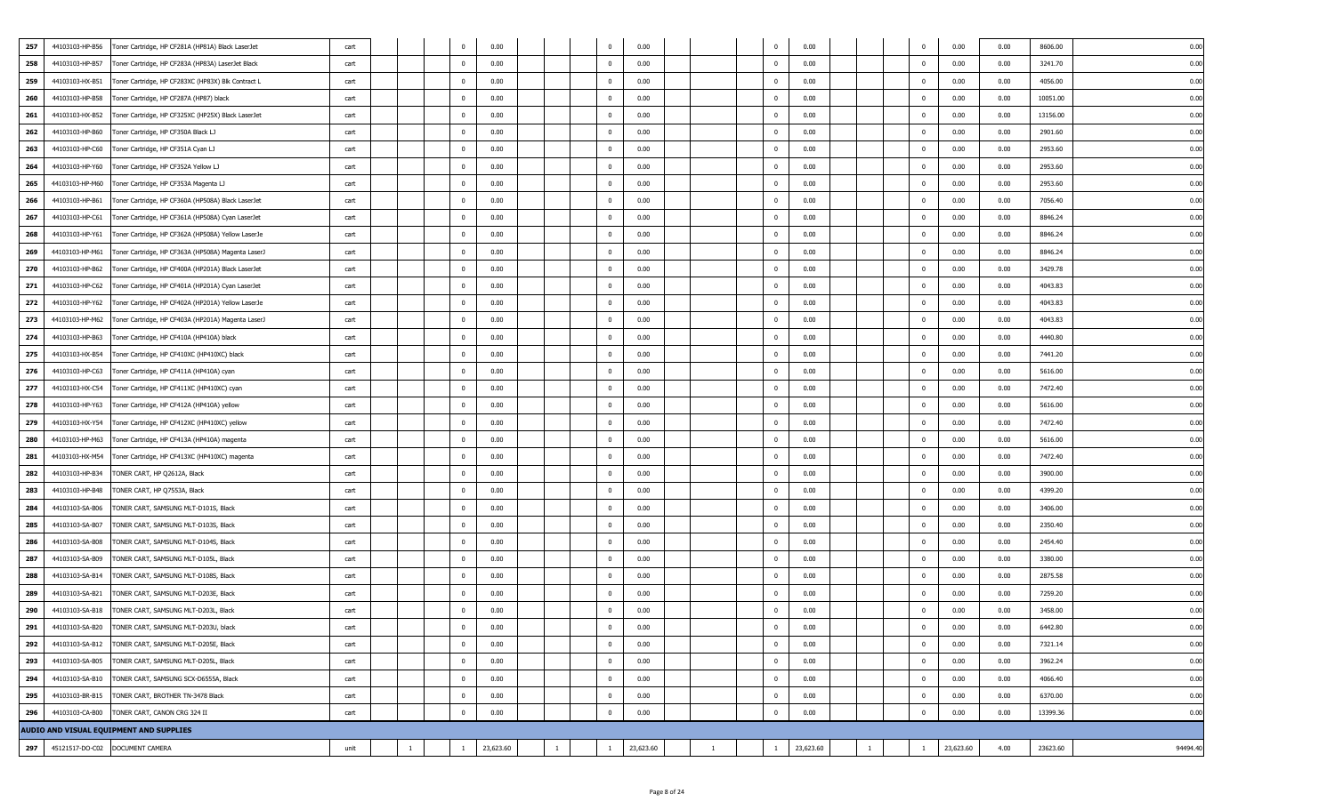| | | | | | | | | | | | | | | | | | | | | | | | | | | |
|---|---|---|---|---|---|---|---|---|---|---|---|---|---|---|---|---|---|---|---|---|---|---|---|---|---|---|
| 257 | 44103103-HP-B56 | Toner Cartridge, HP CF281A (HP81A) Black LaserJet | cart | | | | 0 | 0.00 | | | | 0 | 0.00 | | | | 0 | 0.00 | | | | 0 | 0.00 | 0.00 | 8606.00 | 0.00 |
| 258 | 44103103-HP-B57 | Toner Cartridge, HP CF283A (HP83A) LaserJet Black | cart | | | | 0 | 0.00 | | | | 0 | 0.00 | | | | 0 | 0.00 | | | | 0 | 0.00 | 0.00 | 3241.70 | 0.00 |
| 259 | 44103103-HX-B51 | Toner Cartridge, HP CF283XC (HP83X) Blk Contract L | cart | | | | 0 | 0.00 | | | | 0 | 0.00 | | | | 0 | 0.00 | | | | 0 | 0.00 | 0.00 | 4056.00 | 0.00 |
| 260 | 44103103-HP-B58 | Toner Cartridge, HP CF287A (HP87) black | cart | | | | 0 | 0.00 | | | | 0 | 0.00 | | | | 0 | 0.00 | | | | 0 | 0.00 | 0.00 | 10051.00 | 0.00 |
| 261 | 44103103-HX-B52 | Toner Cartridge, HP CF325XC (HP25X) Black LaserJet | cart | | | | 0 | 0.00 | | | | 0 | 0.00 | | | | 0 | 0.00 | | | | 0 | 0.00 | 0.00 | 13156.00 | 0.00 |
| 262 | 44103103-HP-B60 | Toner Cartridge, HP CF350A Black LJ | cart | | | | 0 | 0.00 | | | | 0 | 0.00 | | | | 0 | 0.00 | | | | 0 | 0.00 | 0.00 | 2901.60 | 0.00 |
| 263 | 44103103-HP-C60 | Toner Cartridge, HP CF351A Cyan LJ | cart | | | | 0 | 0.00 | | | | 0 | 0.00 | | | | 0 | 0.00 | | | | 0 | 0.00 | 0.00 | 2953.60 | 0.00 |
| 264 | 44103103-HP-Y60 | Toner Cartridge, HP CF352A Yellow LJ | cart | | | | 0 | 0.00 | | | | 0 | 0.00 | | | | 0 | 0.00 | | | | 0 | 0.00 | 0.00 | 2953.60 | 0.00 |
| 265 | 44103103-HP-M60 | Toner Cartridge, HP CF353A Magenta LJ | cart | | | | 0 | 0.00 | | | | 0 | 0.00 | | | | 0 | 0.00 | | | | 0 | 0.00 | 0.00 | 2953.60 | 0.00 |
| 266 | 44103103-HP-B61 | Toner Cartridge, HP CF360A (HP508A) Black LaserJet | cart | | | | 0 | 0.00 | | | | 0 | 0.00 | | | | 0 | 0.00 | | | | 0 | 0.00 | 0.00 | 7056.40 | 0.00 |
| 267 | 44103103-HP-C61 | Toner Cartridge, HP CF361A (HP508A) Cyan LaserJet | cart | | | | 0 | 0.00 | | | | 0 | 0.00 | | | | 0 | 0.00 | | | | 0 | 0.00 | 0.00 | 8846.24 | 0.00 |
| 268 | 44103103-HP-Y61 | Toner Cartridge, HP CF362A (HP508A) Yellow LaserJe | cart | | | | 0 | 0.00 | | | | 0 | 0.00 | | | | 0 | 0.00 | | | | 0 | 0.00 | 0.00 | 8846.24 | 0.00 |
| 269 | 44103103-HP-M61 | Toner Cartridge, HP CF363A (HP508A) Magenta LaserJ | cart | | | | 0 | 0.00 | | | | 0 | 0.00 | | | | 0 | 0.00 | | | | 0 | 0.00 | 0.00 | 8846.24 | 0.00 |
| 270 | 44103103-HP-B62 | Toner Cartridge, HP CF400A (HP201A) Black LaserJet | cart | | | | 0 | 0.00 | | | | 0 | 0.00 | | | | 0 | 0.00 | | | | 0 | 0.00 | 0.00 | 3429.78 | 0.00 |
| 271 | 44103103-HP-C62 | Toner Cartridge, HP CF401A (HP201A) Cyan LaserJet | cart | | | | 0 | 0.00 | | | | 0 | 0.00 | | | | 0 | 0.00 | | | | 0 | 0.00 | 0.00 | 4043.83 | 0.00 |
| 272 | 44103103-HP-Y62 | Toner Cartridge, HP CF402A (HP201A) Yellow LaserJe | cart | | | | 0 | 0.00 | | | | 0 | 0.00 | | | | 0 | 0.00 | | | | 0 | 0.00 | 0.00 | 4043.83 | 0.00 |
| 273 | 44103103-HP-M62 | Toner Cartridge, HP CF403A (HP201A) Magenta LaserJ | cart | | | | 0 | 0.00 | | | | 0 | 0.00 | | | | 0 | 0.00 | | | | 0 | 0.00 | 0.00 | 4043.83 | 0.00 |
| 274 | 44103103-HP-B63 | Toner Cartridge, HP CF410A (HP410A) black | cart | | | | 0 | 0.00 | | | | 0 | 0.00 | | | | 0 | 0.00 | | | | 0 | 0.00 | 0.00 | 4440.80 | 0.00 |
| 275 | 44103103-HX-B54 | Toner Cartridge, HP CF410XC (HP410XC) black | cart | | | | 0 | 0.00 | | | | 0 | 0.00 | | | | 0 | 0.00 | | | | 0 | 0.00 | 0.00 | 7441.20 | 0.00 |
| 276 | 44103103-HP-C63 | Toner Cartridge, HP CF411A (HP410A) cyan | cart | | | | 0 | 0.00 | | | | 0 | 0.00 | | | | 0 | 0.00 | | | | 0 | 0.00 | 0.00 | 5616.00 | 0.00 |
| 277 | 44103103-HX-C54 | Toner Cartridge, HP CF411XC (HP410XC) cyan | cart | | | | 0 | 0.00 | | | | 0 | 0.00 | | | | 0 | 0.00 | | | | 0 | 0.00 | 0.00 | 7472.40 | 0.00 |
| 278 | 44103103-HP-Y63 | Toner Cartridge, HP CF412A (HP410A) yellow | cart | | | | 0 | 0.00 | | | | 0 | 0.00 | | | | 0 | 0.00 | | | | 0 | 0.00 | 0.00 | 5616.00 | 0.00 |
| 279 | 44103103-HX-Y54 | Toner Cartridge, HP CF412XC (HP410XC) yellow | cart | | | | 0 | 0.00 | | | | 0 | 0.00 | | | | 0 | 0.00 | | | | 0 | 0.00 | 0.00 | 7472.40 | 0.00 |
| 280 | 44103103-HP-M63 | Toner Cartridge, HP CF413A (HP410A) magenta | cart | | | | 0 | 0.00 | | | | 0 | 0.00 | | | | 0 | 0.00 | | | | 0 | 0.00 | 0.00 | 5616.00 | 0.00 |
| 281 | 44103103-HX-M54 | Toner Cartridge, HP CF413XC (HP410XC) magenta | cart | | | | 0 | 0.00 | | | | 0 | 0.00 | | | | 0 | 0.00 | | | | 0 | 0.00 | 0.00 | 7472.40 | 0.00 |
| 282 | 44103103-HP-B34 | TONER CART, HP Q2612A, Black | cart | | | | 0 | 0.00 | | | | 0 | 0.00 | | | | 0 | 0.00 | | | | 0 | 0.00 | 0.00 | 3900.00 | 0.00 |
| 283 | 44103103-HP-B48 | TONER CART, HP Q7553A, Black | cart | | | | 0 | 0.00 | | | | 0 | 0.00 | | | | 0 | 0.00 | | | | 0 | 0.00 | 0.00 | 4399.20 | 0.00 |
| 284 | 44103103-SA-B06 | TONER CART, SAMSUNG MLT-D101S, Black | cart | | | | 0 | 0.00 | | | | 0 | 0.00 | | | | 0 | 0.00 | | | | 0 | 0.00 | 0.00 | 3406.00 | 0.00 |
| 285 | 44103103-SA-B07 | TONER CART, SAMSUNG MLT-D103S, Black | cart | | | | 0 | 0.00 | | | | 0 | 0.00 | | | | 0 | 0.00 | | | | 0 | 0.00 | 0.00 | 2350.40 | 0.00 |
| 286 | 44103103-SA-B08 | TONER CART, SAMSUNG MLT-D104S, Black | cart | | | | 0 | 0.00 | | | | 0 | 0.00 | | | | 0 | 0.00 | | | | 0 | 0.00 | 0.00 | 2454.40 | 0.00 |
| 287 | 44103103-SA-B09 | TONER CART, SAMSUNG MLT-D105L, Black | cart | | | | 0 | 0.00 | | | | 0 | 0.00 | | | | 0 | 0.00 | | | | 0 | 0.00 | 0.00 | 3380.00 | 0.00 |
| 288 | 44103103-SA-B14 | TONER CART, SAMSUNG MLT-D108S, Black | cart | | | | 0 | 0.00 | | | | 0 | 0.00 | | | | 0 | 0.00 | | | | 0 | 0.00 | 0.00 | 2875.58 | 0.00 |
| 289 | 44103103-SA-B21 | TONER CART, SAMSUNG MLT-D203E, Black | cart | | | | 0 | 0.00 | | | | 0 | 0.00 | | | | 0 | 0.00 | | | | 0 | 0.00 | 0.00 | 7259.20 | 0.00 |
| 290 | 44103103-SA-B18 | TONER CART, SAMSUNG MLT-D203L, Black | cart | | | | 0 | 0.00 | | | | 0 | 0.00 | | | | 0 | 0.00 | | | | 0 | 0.00 | 0.00 | 3458.00 | 0.00 |
| 291 | 44103103-SA-B20 | TONER CART, SAMSUNG MLT-D203U, black | cart | | | | 0 | 0.00 | | | | 0 | 0.00 | | | | 0 | 0.00 | | | | 0 | 0.00 | 0.00 | 6442.80 | 0.00 |
| 292 | 44103103-SA-B12 | TONER CART, SAMSUNG MLT-D205E, Black | cart | | | | 0 | 0.00 | | | | 0 | 0.00 | | | | 0 | 0.00 | | | | 0 | 0.00 | 0.00 | 7321.14 | 0.00 |
| 293 | 44103103-SA-B05 | TONER CART, SAMSUNG MLT-D205L, Black | cart | | | | 0 | 0.00 | | | | 0 | 0.00 | | | | 0 | 0.00 | | | | 0 | 0.00 | 0.00 | 3962.24 | 0.00 |
| 294 | 44103103-SA-B10 | TONER CART, SAMSUNG SCX-D6555A, Black | cart | | | | 0 | 0.00 | | | | 0 | 0.00 | | | | 0 | 0.00 | | | | 0 | 0.00 | 0.00 | 4066.40 | 0.00 |
| 295 | 44103103-BR-B15 | TONER CART, BROTHER TN-3478 Black | cart | | | | 0 | 0.00 | | | | 0 | 0.00 | | | | 0 | 0.00 | | | | 0 | 0.00 | 0.00 | 6370.00 | 0.00 |
| 296 | 44103103-CA-B00 | TONER CART, CANON CRG 324 II | cart | | | | 0 | 0.00 | | | | 0 | 0.00 | | | | 0 | 0.00 | | | | 0 | 0.00 | 0.00 | 13399.36 | 0.00 |
| **AUDIO AND VISUAL EQUIPMENT AND SUPPLIES** | | | | | | | | | | | | | | | | | | | | | | | | | | |
| 297 | 45121517-DO-C02 | DOCUMENT CAMERA | unit | | 1 | | 1 | 23,623.60 | | 1 | | 1 | 23,623.60 | | 1 | | 1 | 23,623.60 | | 1 | | 1 | 23,623.60 | 4.00 | 23623.60 | 94494.40 |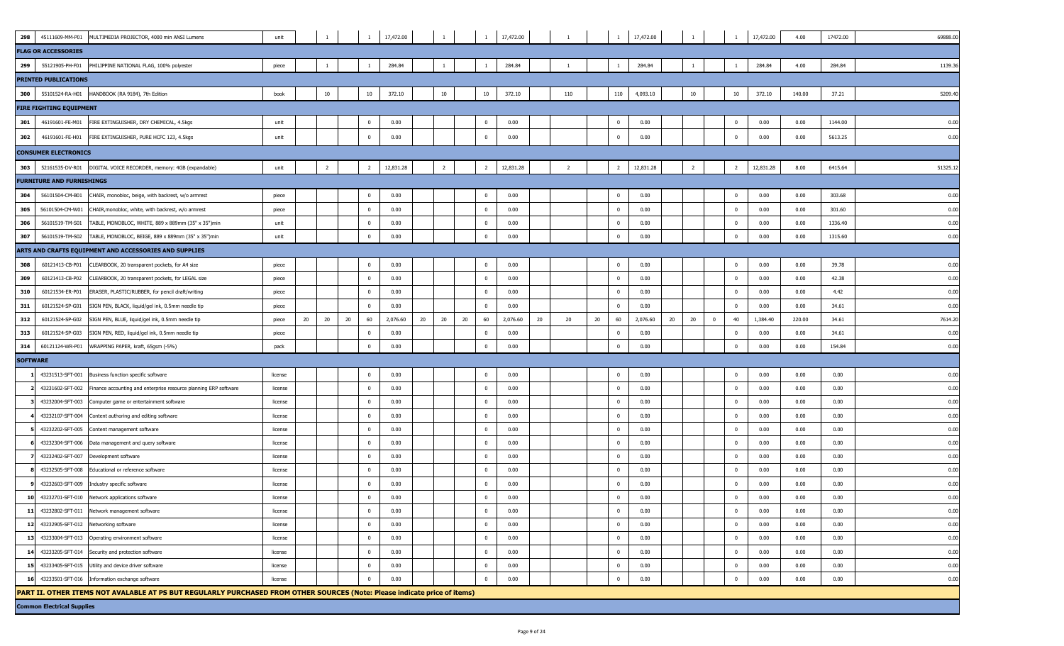| | | | | | | | | | | | | | | | | | | | | | | | | | | |
|---|---|---|---|---|---|---|---|---|---|---|---|---|---|---|---|---|---|---|---|---|---|---|---|---|---|---|
| 298 | 45111609-MM-P01 | MULTIMEDIA PROJECTOR, 4000 min ANSI Lumens | unit | | 1 | | 1 | 17,472.00 | | 1 | | 1 | 17,472.00 | | 1 | | 1 | 17,472.00 | | 1 | | 1 | 17,472.00 | 4.00 | 17472.00 | 69888.00 |
| **FLAG OR ACCESSORIES** | | | | | | | | | | | | | | | | | | | | | | | | | | |
| 299 | 55121905-PH-F01 | PHILIPPINE NATIONAL FLAG, 100% polyester | piece | | 1 | | 1 | 284.84 | | 1 | | 1 | 284.84 | | 1 | | 1 | 284.84 | | 1 | | 1 | 284.84 | 4.00 | 284.84 | 1139.36 |
| **PRINTED PUBLICATIONS** | | | | | | | | | | | | | | | | | | | | | | | | | | |
| 300 | 55101524-RA-H01 | HANDBOOK (RA 9184), 7th Edition | book | | 10 | | 10 | 372.10 | | 10 | | 10 | 372.10 | | 110 | | 110 | 4,093.10 | | 10 | | 10 | 372.10 | 140.00 | 37.21 | 5209.40 |
| **FIRE FIGHTING EQUIPMENT** | | | | | | | | | | | | | | | | | | | | | | | | | | |
| 301 | 46191601-FE-M01 | FIRE EXTINGUISHER, DRY CHEMICAL, 4.5kgs | unit | | | | 0 | 0.00 | | | | 0 | 0.00 | | | | 0 | 0.00 | | | | 0 | 0.00 | 0.00 | 1144.00 | 0.00 |
| 302 | 46191601-FE-H01 | FIRE EXTINGUISHER, PURE HCFC 123, 4.5kgs | unit | | | | 0 | 0.00 | | | | 0 | 0.00 | | | | 0 | 0.00 | | | | 0 | 0.00 | 0.00 | 5613.25 | 0.00 |
| **CONSUMER ELECTRONICS** | | | | | | | | | | | | | | | | | | | | | | | | | | |
| 303 | 52161535-DV-R01 | DIGITAL VOICE RECORDER, memory: 4GB (expandable) | unit | | 2 | | 2 | 12,831.28 | | 2 | | 2 | 12,831.28 | | 2 | | 2 | 12,831.28 | | 2 | | 2 | 12,831.28 | 8.00 | 6415.64 | 51325.12 |
| **FURNITURE AND FURNISHINGS** | | | | | | | | | | | | | | | | | | | | | | | | | | |
| 304 | 56101504-CM-B01 | CHAIR, monobloc, beige, with backrest, w/o armrest | piece | | | | 0 | 0.00 | | | | 0 | 0.00 | | | | 0 | 0.00 | | | | 0 | 0.00 | 0.00 | 303.68 | 0.00 |
| 305 | 56101504-CM-W01 | CHAIR,monobloc, white, with backrest, w/o armrest | piece | | | | 0 | 0.00 | | | | 0 | 0.00 | | | | 0 | 0.00 | | | | 0 | 0.00 | 0.00 | 301.60 | 0.00 |
| 306 | 56101519-TM-S01 | TABLE, MONOBLOC, WHITE, 889 x 889mm (35" x 35")min | unit | | | | 0 | 0.00 | | | | 0 | 0.00 | | | | 0 | 0.00 | | | | 0 | 0.00 | 0.00 | 1336.40 | 0.00 |
| 307 | 56101519-TM-S02 | TABLE, MONOBLOC, BEIGE, 889 x 889mm (35" x 35")min | unit | | | | 0 | 0.00 | | | | 0 | 0.00 | | | | 0 | 0.00 | | | | 0 | 0.00 | 0.00 | 1315.60 | 0.00 |
| **ARTS AND CRAFTS EQUIPMENT AND ACCESSORIES AND SUPPLIES** | | | | | | | | | | | | | | | | | | | | | | | | | | |
| 308 | 60121413-CB-P01 | CLEARBOOK, 20 transparent pockets, for A4 size | piece | | | | 0 | 0.00 | | | | 0 | 0.00 | | | | 0 | 0.00 | | | | 0 | 0.00 | 0.00 | 39.78 | 0.00 |
| 309 | 60121413-CB-P02 | CLEARBOOK, 20 transparent pockets, for LEGAL size | piece | | | | 0 | 0.00 | | | | 0 | 0.00 | | | | 0 | 0.00 | | | | 0 | 0.00 | 0.00 | 42.38 | 0.00 |
| 310 | 60121534-ER-P01 | ERASER, PLASTIC/RUBBER, for pencil draft/writing | piece | | | | 0 | 0.00 | | | | 0 | 0.00 | | | | 0 | 0.00 | | | | 0 | 0.00 | 0.00 | 4.42 | 0.00 |
| 311 | 60121524-SP-G01 | SIGN PEN, BLACK, liquid/gel ink, 0.5mm needle tip | piece | | | | 0 | 0.00 | | | | 0 | 0.00 | | | | 0 | 0.00 | | | | 0 | 0.00 | 0.00 | 34.61 | 0.00 |
| 312 | 60121524-SP-G02 | SIGN PEN, BLUE, liquid/gel ink, 0.5mm needle tip | piece | 20 | 20 | 20 | 60 | 2,076.60 | 20 | 20 | 20 | 60 | 2,076.60 | 20 | 20 | 20 | 60 | 2,076.60 | 20 | 20 | 0 | 40 | 1,384.40 | 220.00 | 34.61 | 7614.20 |
| 313 | 60121524-SP-G03 | SIGN PEN, RED, liquid/gel ink, 0.5mm needle tip | piece | | | | 0 | 0.00 | | | | 0 | 0.00 | | | | 0 | 0.00 | | | | 0 | 0.00 | 0.00 | 34.61 | 0.00 |
| 314 | 60121124-WR-P01 | WRAPPING PAPER, kraft, 65gsm (-5%) | pack | | | | 0 | 0.00 | | | | 0 | 0.00 | | | | 0 | 0.00 | | | | 0 | 0.00 | 0.00 | 154.84 | 0.00 |
| **SOFTWARE** | | | | | | | | | | | | | | | | | | | | | | | | | | |
| 1 | 43231513-SFT-001 | Business function specific software | license | | | | 0 | 0.00 | | | | 0 | 0.00 | | | | 0 | 0.00 | | | | 0 | 0.00 | 0.00 | 0.00 | 0.00 |
| 2 | 43231602-SFT-002 | Finance accounting and enterprise resource planning ERP software | license | | | | 0 | 0.00 | | | | 0 | 0.00 | | | | 0 | 0.00 | | | | 0 | 0.00 | 0.00 | 0.00 | 0.00 |
| 3 | 43232004-SFT-003 | Computer game or entertainment software | license | | | | 0 | 0.00 | | | | 0 | 0.00 | | | | 0 | 0.00 | | | | 0 | 0.00 | 0.00 | 0.00 | 0.00 |
| 4 | 43232107-SFT-004 | Content authoring and editing software | license | | | | 0 | 0.00 | | | | 0 | 0.00 | | | | 0 | 0.00 | | | | 0 | 0.00 | 0.00 | 0.00 | 0.00 |
| 5 | 43232202-SFT-005 | Content management software | license | | | | 0 | 0.00 | | | | 0 | 0.00 | | | | 0 | 0.00 | | | | 0 | 0.00 | 0.00 | 0.00 | 0.00 |
| 6 | 43232304-SFT-006 | Data management and query software | license | | | | 0 | 0.00 | | | | 0 | 0.00 | | | | 0 | 0.00 | | | | 0 | 0.00 | 0.00 | 0.00 | 0.00 |
| 7 | 43232402-SFT-007 | Development software | license | | | | 0 | 0.00 | | | | 0 | 0.00 | | | | 0 | 0.00 | | | | 0 | 0.00 | 0.00 | 0.00 | 0.00 |
| 8 | 43232505-SFT-008 | Educational or reference software | license | | | | 0 | 0.00 | | | | 0 | 0.00 | | | | 0 | 0.00 | | | | 0 | 0.00 | 0.00 | 0.00 | 0.00 |
| 9 | 43232603-SFT-009 | Industry specific software | license | | | | 0 | 0.00 | | | | 0 | 0.00 | | | | 0 | 0.00 | | | | 0 | 0.00 | 0.00 | 0.00 | 0.00 |
| 10 | 43232701-SFT-010 | Network applications software | license | | | | 0 | 0.00 | | | | 0 | 0.00 | | | | 0 | 0.00 | | | | 0 | 0.00 | 0.00 | 0.00 | 0.00 |
| 11 | 43232802-SFT-011 | Network management software | license | | | | 0 | 0.00 | | | | 0 | 0.00 | | | | 0 | 0.00 | | | | 0 | 0.00 | 0.00 | 0.00 | 0.00 |
| 12 | 43232905-SFT-012 | Networking software | license | | | | 0 | 0.00 | | | | 0 | 0.00 | | | | 0 | 0.00 | | | | 0 | 0.00 | 0.00 | 0.00 | 0.00 |
| 13 | 43233004-SFT-013 | Operating environment software | license | | | | 0 | 0.00 | | | | 0 | 0.00 | | | | 0 | 0.00 | | | | 0 | 0.00 | 0.00 | 0.00 | 0.00 |
| 14 | 43233205-SFT-014 | Security and protection software | license | | | | 0 | 0.00 | | | | 0 | 0.00 | | | | 0 | 0.00 | | | | 0 | 0.00 | 0.00 | 0.00 | 0.00 |
| 15 | 43233405-SFT-015 | Utility and device driver software | license | | | | 0 | 0.00 | | | | 0 | 0.00 | | | | 0 | 0.00 | | | | 0 | 0.00 | 0.00 | 0.00 | 0.00 |
| 16 | 43233501-SFT-016 | Information exchange software | license | | | | 0 | 0.00 | | | | 0 | 0.00 | | | | 0 | 0.00 | | | | 0 | 0.00 | 0.00 | 0.00 | 0.00 |
| **PART II. OTHER ITEMS NOT AVALABLE AT PS BUT REGULARLY PURCHASED FROM OTHER SOURCES (Note: Please indicate price of items)** | | | | | | | | | | | | | | | | | | | | | | | | | | |
| **Common Electrical Supplies** | | | | | | | | | | | | | | | | | | | | | | | | | | |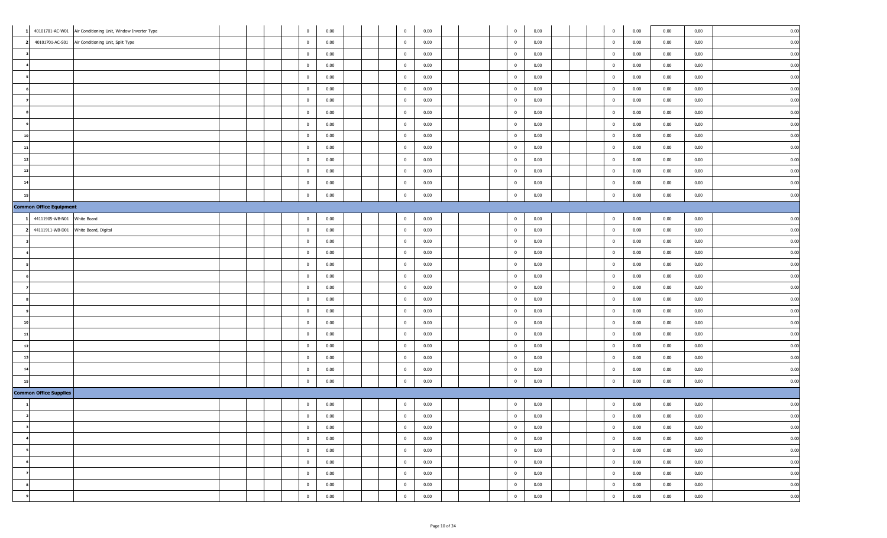| | | | | | | | | | | | | | | | | | | | | | | |
|---|---|---|---|---|---|---|---|---|---|---|---|---|---|---|---|---|---|---|---|---|---|---|
| 1 | 40101701-AC-W01 | Air Conditioning Unit, Window Inverter Type | | | | 0 | 0.00 | | | 0 | 0.00 | | | 0 | 0.00 | | | 0 | 0.00 | 0.00 | 0.00 | 0.00 |
| 2 | 40101701-AC-S01 | Air Conditioning Unit, Split Type | | | | 0 | 0.00 | | | 0 | 0.00 | | | 0 | 0.00 | | | 0 | 0.00 | 0.00 | 0.00 | 0.00 |
| 3 | | | | | | 0 | 0.00 | | | 0 | 0.00 | | | 0 | 0.00 | | | 0 | 0.00 | 0.00 | 0.00 | 0.00 |
| 4 | | | | | | 0 | 0.00 | | | 0 | 0.00 | | | 0 | 0.00 | | | 0 | 0.00 | 0.00 | 0.00 | 0.00 |
| 5 | | | | | | 0 | 0.00 | | | 0 | 0.00 | | | 0 | 0.00 | | | 0 | 0.00 | 0.00 | 0.00 | 0.00 |
| 6 | | | | | | 0 | 0.00 | | | 0 | 0.00 | | | 0 | 0.00 | | | 0 | 0.00 | 0.00 | 0.00 | 0.00 |
| 7 | | | | | | 0 | 0.00 | | | 0 | 0.00 | | | 0 | 0.00 | | | 0 | 0.00 | 0.00 | 0.00 | 0.00 |
| 8 | | | | | | 0 | 0.00 | | | 0 | 0.00 | | | 0 | 0.00 | | | 0 | 0.00 | 0.00 | 0.00 | 0.00 |
| 9 | | | | | | 0 | 0.00 | | | 0 | 0.00 | | | 0 | 0.00 | | | 0 | 0.00 | 0.00 | 0.00 | 0.00 |
| 10 | | | | | | 0 | 0.00 | | | 0 | 0.00 | | | 0 | 0.00 | | | 0 | 0.00 | 0.00 | 0.00 | 0.00 |
| 11 | | | | | | 0 | 0.00 | | | 0 | 0.00 | | | 0 | 0.00 | | | 0 | 0.00 | 0.00 | 0.00 | 0.00 |
| 12 | | | | | | 0 | 0.00 | | | 0 | 0.00 | | | 0 | 0.00 | | | 0 | 0.00 | 0.00 | 0.00 | 0.00 |
| 13 | | | | | | 0 | 0.00 | | | 0 | 0.00 | | | 0 | 0.00 | | | 0 | 0.00 | 0.00 | 0.00 | 0.00 |
| 14 | | | | | | 0 | 0.00 | | | 0 | 0.00 | | | 0 | 0.00 | | | 0 | 0.00 | 0.00 | 0.00 | 0.00 |
| 15 | | | | | | 0 | 0.00 | | | 0 | 0.00 | | | 0 | 0.00 | | | 0 | 0.00 | 0.00 | 0.00 | 0.00 |
| **Common Office Equipment** | | | | | | | | | | | | | | | | | | | | | | |
| 1 | 44111905-WB-N01 | White Board | | | | 0 | 0.00 | | | 0 | 0.00 | | | 0 | 0.00 | | | 0 | 0.00 | 0.00 | 0.00 | 0.00 |
| 2 | 44111911-WB-D01 | White Board, Digital | | | | 0 | 0.00 | | | 0 | 0.00 | | | 0 | 0.00 | | | 0 | 0.00 | 0.00 | 0.00 | 0.00 |
| 3 | | | | | | 0 | 0.00 | | | 0 | 0.00 | | | 0 | 0.00 | | | 0 | 0.00 | 0.00 | 0.00 | 0.00 |
| 4 | | | | | | 0 | 0.00 | | | 0 | 0.00 | | | 0 | 0.00 | | | 0 | 0.00 | 0.00 | 0.00 | 0.00 |
| 5 | | | | | | 0 | 0.00 | | | 0 | 0.00 | | | 0 | 0.00 | | | 0 | 0.00 | 0.00 | 0.00 | 0.00 |
| 6 | | | | | | 0 | 0.00 | | | 0 | 0.00 | | | 0 | 0.00 | | | 0 | 0.00 | 0.00 | 0.00 | 0.00 |
| 7 | | | | | | 0 | 0.00 | | | 0 | 0.00 | | | 0 | 0.00 | | | 0 | 0.00 | 0.00 | 0.00 | 0.00 |
| 8 | | | | | | 0 | 0.00 | | | 0 | 0.00 | | | 0 | 0.00 | | | 0 | 0.00 | 0.00 | 0.00 | 0.00 |
| 9 | | | | | | 0 | 0.00 | | | 0 | 0.00 | | | 0 | 0.00 | | | 0 | 0.00 | 0.00 | 0.00 | 0.00 |
| 10 | | | | | | 0 | 0.00 | | | 0 | 0.00 | | | 0 | 0.00 | | | 0 | 0.00 | 0.00 | 0.00 | 0.00 |
| 11 | | | | | | 0 | 0.00 | | | 0 | 0.00 | | | 0 | 0.00 | | | 0 | 0.00 | 0.00 | 0.00 | 0.00 |
| 12 | | | | | | 0 | 0.00 | | | 0 | 0.00 | | | 0 | 0.00 | | | 0 | 0.00 | 0.00 | 0.00 | 0.00 |
| 13 | | | | | | 0 | 0.00 | | | 0 | 0.00 | | | 0 | 0.00 | | | 0 | 0.00 | 0.00 | 0.00 | 0.00 |
| 14 | | | | | | 0 | 0.00 | | | 0 | 0.00 | | | 0 | 0.00 | | | 0 | 0.00 | 0.00 | 0.00 | 0.00 |
| 15 | | | | | | 0 | 0.00 | | | 0 | 0.00 | | | 0 | 0.00 | | | 0 | 0.00 | 0.00 | 0.00 | 0.00 |
| **Common Office Supplies** | | | | | | | | | | | | | | | | | | | | | | |
| 1 | | | | | | 0 | 0.00 | | | 0 | 0.00 | | | 0 | 0.00 | | | 0 | 0.00 | 0.00 | 0.00 | 0.00 |
| 2 | | | | | | 0 | 0.00 | | | 0 | 0.00 | | | 0 | 0.00 | | | 0 | 0.00 | 0.00 | 0.00 | 0.00 |
| 3 | | | | | | 0 | 0.00 | | | 0 | 0.00 | | | 0 | 0.00 | | | 0 | 0.00 | 0.00 | 0.00 | 0.00 |
| 4 | | | | | | 0 | 0.00 | | | 0 | 0.00 | | | 0 | 0.00 | | | 0 | 0.00 | 0.00 | 0.00 | 0.00 |
| 5 | | | | | | 0 | 0.00 | | | 0 | 0.00 | | | 0 | 0.00 | | | 0 | 0.00 | 0.00 | 0.00 | 0.00 |
| 6 | | | | | | 0 | 0.00 | | | 0 | 0.00 | | | 0 | 0.00 | | | 0 | 0.00 | 0.00 | 0.00 | 0.00 |
| 7 | | | | | | 0 | 0.00 | | | 0 | 0.00 | | | 0 | 0.00 | | | 0 | 0.00 | 0.00 | 0.00 | 0.00 |
| 8 | | | | | | 0 | 0.00 | | | 0 | 0.00 | | | 0 | 0.00 | | | 0 | 0.00 | 0.00 | 0.00 | 0.00 |
| 9 | | | | | | 0 | 0.00 | | | 0 | 0.00 | | | 0 | 0.00 | | | 0 | 0.00 | 0.00 | 0.00 | 0.00 |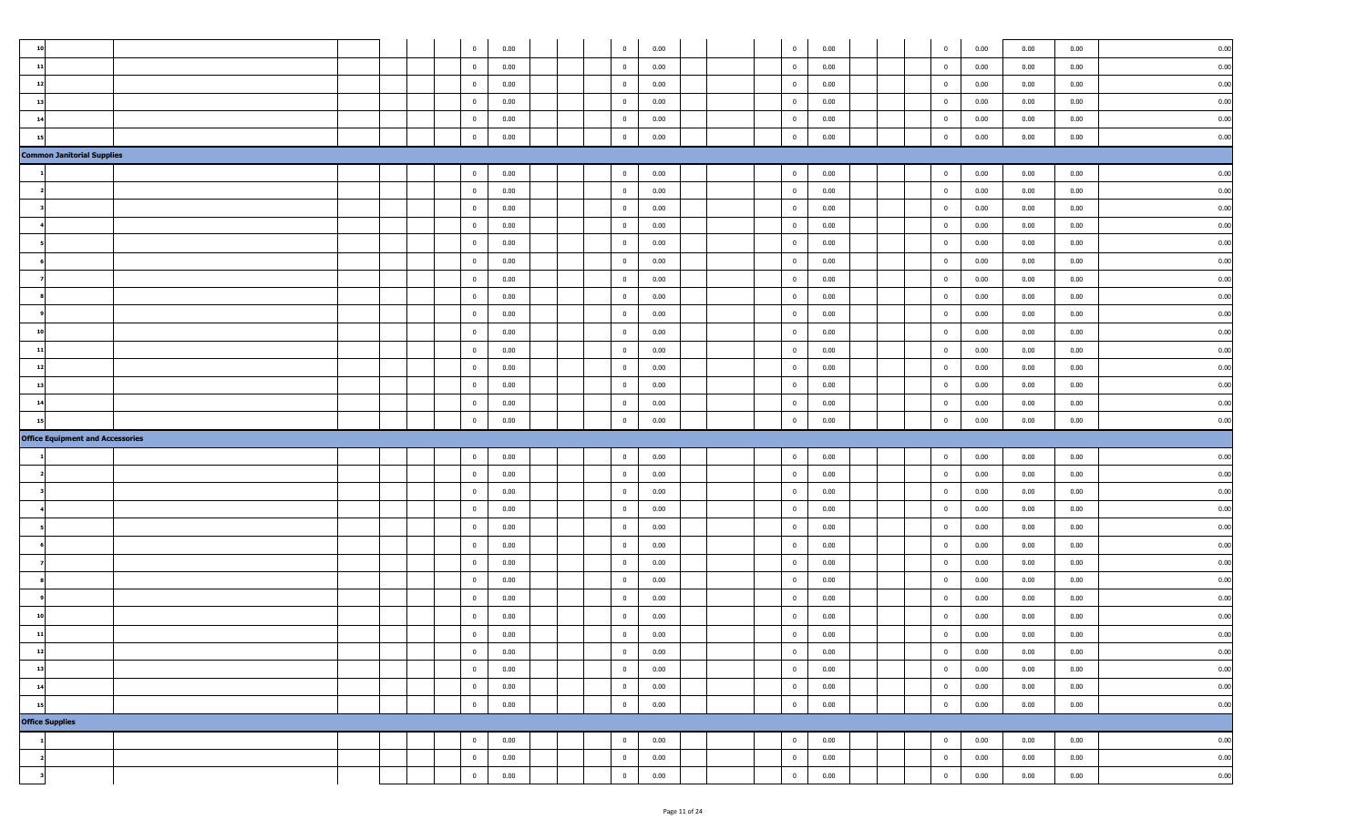| | | | | | | | | | | | | | | | | | | | | | | |
|---|---|---|---|---|---|---|---|---|---|---|---|---|---|---|---|---|---|---|---|---|---|---|
| 10 | | | | | | 0 | 0.00 | | | 0 | 0.00 | | | 0 | 0.00 | | | 0 | 0.00 | 0.00 | 0.00 | 0.00 |
| 11 | | | | | | 0 | 0.00 | | | 0 | 0.00 | | | 0 | 0.00 | | | 0 | 0.00 | 0.00 | 0.00 | 0.00 |
| 12 | | | | | | 0 | 0.00 | | | 0 | 0.00 | | | 0 | 0.00 | | | 0 | 0.00 | 0.00 | 0.00 | 0.00 |
| 13 | | | | | | 0 | 0.00 | | | 0 | 0.00 | | | 0 | 0.00 | | | 0 | 0.00 | 0.00 | 0.00 | 0.00 |
| 14 | | | | | | 0 | 0.00 | | | 0 | 0.00 | | | 0 | 0.00 | | | 0 | 0.00 | 0.00 | 0.00 | 0.00 |
| 15 | | | | | | 0 | 0.00 | | | 0 | 0.00 | | | 0 | 0.00 | | | 0 | 0.00 | 0.00 | 0.00 | 0.00 |
| **Common Janitorial Supplies** | | | | | | | | | | | | | | | | | | | | | | |
| 1 | | | | | | 0 | 0.00 | | | 0 | 0.00 | | | 0 | 0.00 | | | 0 | 0.00 | 0.00 | 0.00 | 0.00 |
| 2 | | | | | | 0 | 0.00 | | | 0 | 0.00 | | | 0 | 0.00 | | | 0 | 0.00 | 0.00 | 0.00 | 0.00 |
| 3 | | | | | | 0 | 0.00 | | | 0 | 0.00 | | | 0 | 0.00 | | | 0 | 0.00 | 0.00 | 0.00 | 0.00 |
| 4 | | | | | | 0 | 0.00 | | | 0 | 0.00 | | | 0 | 0.00 | | | 0 | 0.00 | 0.00 | 0.00 | 0.00 |
| 5 | | | | | | 0 | 0.00 | | | 0 | 0.00 | | | 0 | 0.00 | | | 0 | 0.00 | 0.00 | 0.00 | 0.00 |
| 6 | | | | | | 0 | 0.00 | | | 0 | 0.00 | | | 0 | 0.00 | | | 0 | 0.00 | 0.00 | 0.00 | 0.00 |
| 7 | | | | | | 0 | 0.00 | | | 0 | 0.00 | | | 0 | 0.00 | | | 0 | 0.00 | 0.00 | 0.00 | 0.00 |
| 8 | | | | | | 0 | 0.00 | | | 0 | 0.00 | | | 0 | 0.00 | | | 0 | 0.00 | 0.00 | 0.00 | 0.00 |
| 9 | | | | | | 0 | 0.00 | | | 0 | 0.00 | | | 0 | 0.00 | | | 0 | 0.00 | 0.00 | 0.00 | 0.00 |
| 10 | | | | | | 0 | 0.00 | | | 0 | 0.00 | | | 0 | 0.00 | | | 0 | 0.00 | 0.00 | 0.00 | 0.00 |
| 11 | | | | | | 0 | 0.00 | | | 0 | 0.00 | | | 0 | 0.00 | | | 0 | 0.00 | 0.00 | 0.00 | 0.00 |
| 12 | | | | | | 0 | 0.00 | | | 0 | 0.00 | | | 0 | 0.00 | | | 0 | 0.00 | 0.00 | 0.00 | 0.00 |
| 13 | | | | | | 0 | 0.00 | | | 0 | 0.00 | | | 0 | 0.00 | | | 0 | 0.00 | 0.00 | 0.00 | 0.00 |
| 14 | | | | | | 0 | 0.00 | | | 0 | 0.00 | | | 0 | 0.00 | | | 0 | 0.00 | 0.00 | 0.00 | 0.00 |
| 15 | | | | | | 0 | 0.00 | | | 0 | 0.00 | | | 0 | 0.00 | | | 0 | 0.00 | 0.00 | 0.00 | 0.00 |
| **Office Equipment and Accessories** | | | | | | | | | | | | | | | | | | | | | | |
| 1 | | | | | | 0 | 0.00 | | | 0 | 0.00 | | | 0 | 0.00 | | | 0 | 0.00 | 0.00 | 0.00 | 0.00 |
| 2 | | | | | | 0 | 0.00 | | | 0 | 0.00 | | | 0 | 0.00 | | | 0 | 0.00 | 0.00 | 0.00 | 0.00 |
| 3 | | | | | | 0 | 0.00 | | | 0 | 0.00 | | | 0 | 0.00 | | | 0 | 0.00 | 0.00 | 0.00 | 0.00 |
| 4 | | | | | | 0 | 0.00 | | | 0 | 0.00 | | | 0 | 0.00 | | | 0 | 0.00 | 0.00 | 0.00 | 0.00 |
| 5 | | | | | | 0 | 0.00 | | | 0 | 0.00 | | | 0 | 0.00 | | | 0 | 0.00 | 0.00 | 0.00 | 0.00 |
| 6 | | | | | | 0 | 0.00 | | | 0 | 0.00 | | | 0 | 0.00 | | | 0 | 0.00 | 0.00 | 0.00 | 0.00 |
| 7 | | | | | | 0 | 0.00 | | | 0 | 0.00 | | | 0 | 0.00 | | | 0 | 0.00 | 0.00 | 0.00 | 0.00 |
| 8 | | | | | | 0 | 0.00 | | | 0 | 0.00 | | | 0 | 0.00 | | | 0 | 0.00 | 0.00 | 0.00 | 0.00 |
| 9 | | | | | | 0 | 0.00 | | | 0 | 0.00 | | | 0 | 0.00 | | | 0 | 0.00 | 0.00 | 0.00 | 0.00 |
| 10 | | | | | | 0 | 0.00 | | | 0 | 0.00 | | | 0 | 0.00 | | | 0 | 0.00 | 0.00 | 0.00 | 0.00 |
| 11 | | | | | | 0 | 0.00 | | | 0 | 0.00 | | | 0 | 0.00 | | | 0 | 0.00 | 0.00 | 0.00 | 0.00 |
| 12 | | | | | | 0 | 0.00 | | | 0 | 0.00 | | | 0 | 0.00 | | | 0 | 0.00 | 0.00 | 0.00 | 0.00 |
| 13 | | | | | | 0 | 0.00 | | | 0 | 0.00 | | | 0 | 0.00 | | | 0 | 0.00 | 0.00 | 0.00 | 0.00 |
| 14 | | | | | | 0 | 0.00 | | | 0 | 0.00 | | | 0 | 0.00 | | | 0 | 0.00 | 0.00 | 0.00 | 0.00 |
| 15 | | | | | | 0 | 0.00 | | | 0 | 0.00 | | | 0 | 0.00 | | | 0 | 0.00 | 0.00 | 0.00 | 0.00 |
| **Office Supplies** | | | | | | | | | | | | | | | | | | | | | | |
| 1 | | | | | | 0 | 0.00 | | | 0 | 0.00 | | | 0 | 0.00 | | | 0 | 0.00 | 0.00 | 0.00 | 0.00 |
| 2 | | | | | | 0 | 0.00 | | | 0 | 0.00 | | | 0 | 0.00 | | | 0 | 0.00 | 0.00 | 0.00 | 0.00 |
| 3 | | | | | | 0 | 0.00 | | | 0 | 0.00 | | | 0 | 0.00 | | | 0 | 0.00 | 0.00 | 0.00 | 0.00 |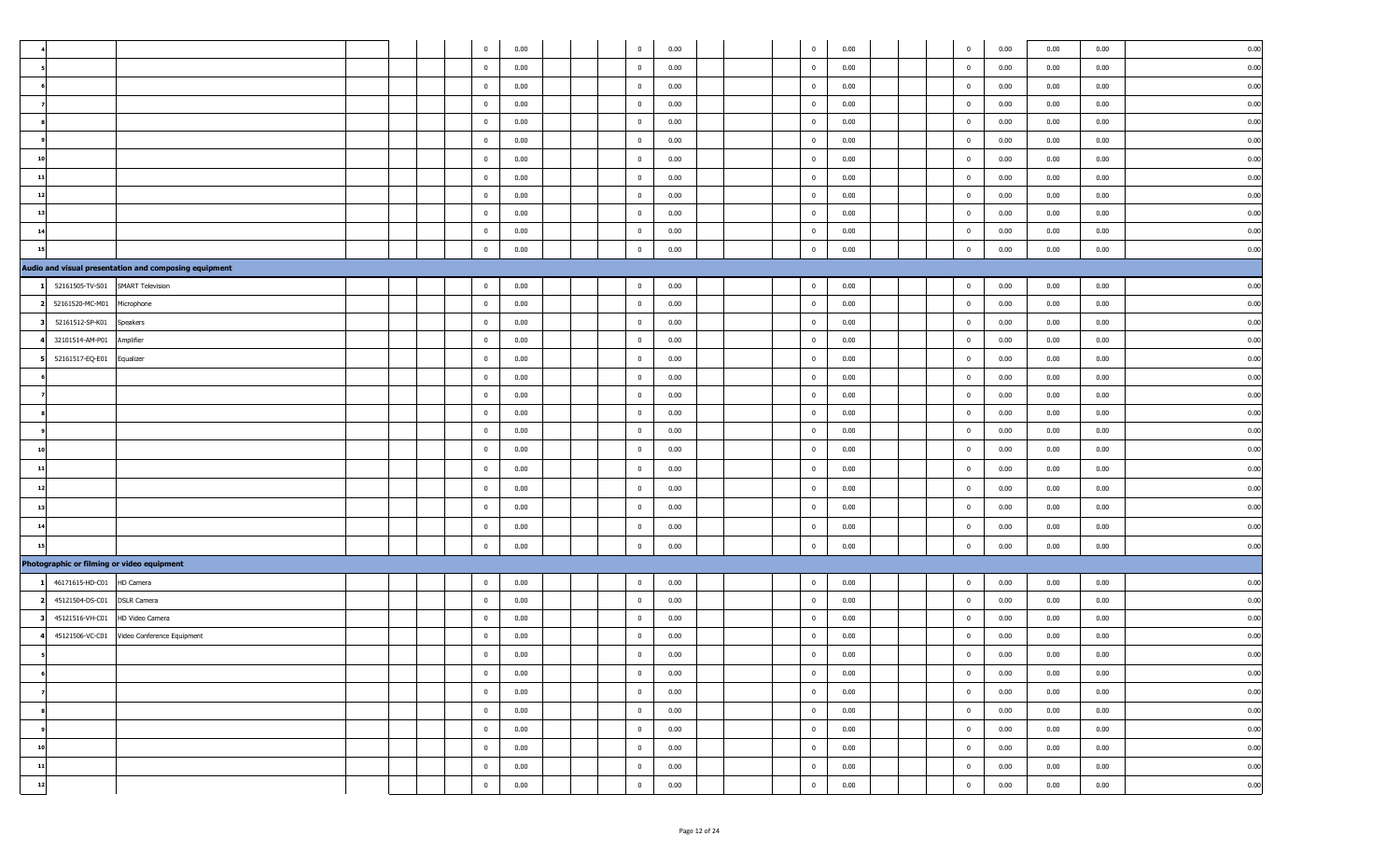| | | | | | | | | | | | | | | | | | | | | | | | |
|---|---|---|---|---|---|---|---|---|---|---|---|---|---|---|---|---|---|---|---|---|---|---|---|
| 4 | | | | | | | 0 | 0.00 | | | 0 | 0.00 | | | 0 | 0.00 | | | 0 | 0.00 | 0.00 | 0.00 | 0.00 |
| 5 | | | | | | | 0 | 0.00 | | | 0 | 0.00 | | | 0 | 0.00 | | | 0 | 0.00 | 0.00 | 0.00 | 0.00 |
| 6 | | | | | | | 0 | 0.00 | | | 0 | 0.00 | | | 0 | 0.00 | | | 0 | 0.00 | 0.00 | 0.00 | 0.00 |
| 7 | | | | | | | 0 | 0.00 | | | 0 | 0.00 | | | 0 | 0.00 | | | 0 | 0.00 | 0.00 | 0.00 | 0.00 |
| 8 | | | | | | | 0 | 0.00 | | | 0 | 0.00 | | | 0 | 0.00 | | | 0 | 0.00 | 0.00 | 0.00 | 0.00 |
| 9 | | | | | | | 0 | 0.00 | | | 0 | 0.00 | | | 0 | 0.00 | | | 0 | 0.00 | 0.00 | 0.00 | 0.00 |
| 10 | | | | | | | 0 | 0.00 | | | 0 | 0.00 | | | 0 | 0.00 | | | 0 | 0.00 | 0.00 | 0.00 | 0.00 |
| 11 | | | | | | | 0 | 0.00 | | | 0 | 0.00 | | | 0 | 0.00 | | | 0 | 0.00 | 0.00 | 0.00 | 0.00 |
| 12 | | | | | | | 0 | 0.00 | | | 0 | 0.00 | | | 0 | 0.00 | | | 0 | 0.00 | 0.00 | 0.00 | 0.00 |
| 13 | | | | | | | 0 | 0.00 | | | 0 | 0.00 | | | 0 | 0.00 | | | 0 | 0.00 | 0.00 | 0.00 | 0.00 |
| 14 | | | | | | | 0 | 0.00 | | | 0 | 0.00 | | | 0 | 0.00 | | | 0 | 0.00 | 0.00 | 0.00 | 0.00 |
| 15 | | | | | | | 0 | 0.00 | | | 0 | 0.00 | | | 0 | 0.00 | | | 0 | 0.00 | 0.00 | 0.00 | 0.00 |
| **Audio and visual presentation and composing equipment** | | | | | | | | | | | | | | | | | | | | | | | |
| 1 | 52161505-TV-S01 | SMART Television | | | | | 0 | 0.00 | | | 0 | 0.00 | | | 0 | 0.00 | | | 0 | 0.00 | 0.00 | 0.00 | 0.00 |
| 2 | 52161520-MC-M01 | Microphone | | | | | 0 | 0.00 | | | 0 | 0.00 | | | 0 | 0.00 | | | 0 | 0.00 | 0.00 | 0.00 | 0.00 |
| 3 | 52161512-SP-K01 | Speakers | | | | | 0 | 0.00 | | | 0 | 0.00 | | | 0 | 0.00 | | | 0 | 0.00 | 0.00 | 0.00 | 0.00 |
| 4 | 32101514-AM-P01 | Amplifier | | | | | 0 | 0.00 | | | 0 | 0.00 | | | 0 | 0.00 | | | 0 | 0.00 | 0.00 | 0.00 | 0.00 |
| 5 | 52161517-EQ-E01 | Equalizer | | | | | 0 | 0.00 | | | 0 | 0.00 | | | 0 | 0.00 | | | 0 | 0.00 | 0.00 | 0.00 | 0.00 |
| 6 | | | | | | | 0 | 0.00 | | | 0 | 0.00 | | | 0 | 0.00 | | | 0 | 0.00 | 0.00 | 0.00 | 0.00 |
| 7 | | | | | | | 0 | 0.00 | | | 0 | 0.00 | | | 0 | 0.00 | | | 0 | 0.00 | 0.00 | 0.00 | 0.00 |
| 8 | | | | | | | 0 | 0.00 | | | 0 | 0.00 | | | 0 | 0.00 | | | 0 | 0.00 | 0.00 | 0.00 | 0.00 |
| 9 | | | | | | | 0 | 0.00 | | | 0 | 0.00 | | | 0 | 0.00 | | | 0 | 0.00 | 0.00 | 0.00 | 0.00 |
| 10 | | | | | | | 0 | 0.00 | | | 0 | 0.00 | | | 0 | 0.00 | | | 0 | 0.00 | 0.00 | 0.00 | 0.00 |
| 11 | | | | | | | 0 | 0.00 | | | 0 | 0.00 | | | 0 | 0.00 | | | 0 | 0.00 | 0.00 | 0.00 | 0.00 |
| 12 | | | | | | | 0 | 0.00 | | | 0 | 0.00 | | | 0 | 0.00 | | | 0 | 0.00 | 0.00 | 0.00 | 0.00 |
| 13 | | | | | | | 0 | 0.00 | | | 0 | 0.00 | | | 0 | 0.00 | | | 0 | 0.00 | 0.00 | 0.00 | 0.00 |
| 14 | | | | | | | 0 | 0.00 | | | 0 | 0.00 | | | 0 | 0.00 | | | 0 | 0.00 | 0.00 | 0.00 | 0.00 |
| 15 | | | | | | | 0 | 0.00 | | | 0 | 0.00 | | | 0 | 0.00 | | | 0 | 0.00 | 0.00 | 0.00 | 0.00 |
| **Photographic or filming or video equipment** | | | | | | | | | | | | | | | | | | | | | | | |
| 1 | 46171615-HD-C01 | HD Camera | | | | | 0 | 0.00 | | | 0 | 0.00 | | | 0 | 0.00 | | | 0 | 0.00 | 0.00 | 0.00 | 0.00 |
| 2 | 45121504-DS-C01 | DSLR Camera | | | | | 0 | 0.00 | | | 0 | 0.00 | | | 0 | 0.00 | | | 0 | 0.00 | 0.00 | 0.00 | 0.00 |
| 3 | 45121516-VH-C01 | HD Video Camera | | | | | 0 | 0.00 | | | 0 | 0.00 | | | 0 | 0.00 | | | 0 | 0.00 | 0.00 | 0.00 | 0.00 |
| 4 | 45121506-VC-C01 | Video Conference Equipment | | | | | 0 | 0.00 | | | 0 | 0.00 | | | 0 | 0.00 | | | 0 | 0.00 | 0.00 | 0.00 | 0.00 |
| 5 | | | | | | | 0 | 0.00 | | | 0 | 0.00 | | | 0 | 0.00 | | | 0 | 0.00 | 0.00 | 0.00 | 0.00 |
| 6 | | | | | | | 0 | 0.00 | | | 0 | 0.00 | | | 0 | 0.00 | | | 0 | 0.00 | 0.00 | 0.00 | 0.00 |
| 7 | | | | | | | 0 | 0.00 | | | 0 | 0.00 | | | 0 | 0.00 | | | 0 | 0.00 | 0.00 | 0.00 | 0.00 |
| 8 | | | | | | | 0 | 0.00 | | | 0 | 0.00 | | | 0 | 0.00 | | | 0 | 0.00 | 0.00 | 0.00 | 0.00 |
| 9 | | | | | | | 0 | 0.00 | | | 0 | 0.00 | | | 0 | 0.00 | | | 0 | 0.00 | 0.00 | 0.00 | 0.00 |
| 10 | | | | | | | 0 | 0.00 | | | 0 | 0.00 | | | 0 | 0.00 | | | 0 | 0.00 | 0.00 | 0.00 | 0.00 |
| 11 | | | | | | | 0 | 0.00 | | | 0 | 0.00 | | | 0 | 0.00 | | | 0 | 0.00 | 0.00 | 0.00 | 0.00 |
| 12 | | | | | | | 0 | 0.00 | | | 0 | 0.00 | | | 0 | 0.00 | | | 0 | 0.00 | 0.00 | 0.00 | 0.00 |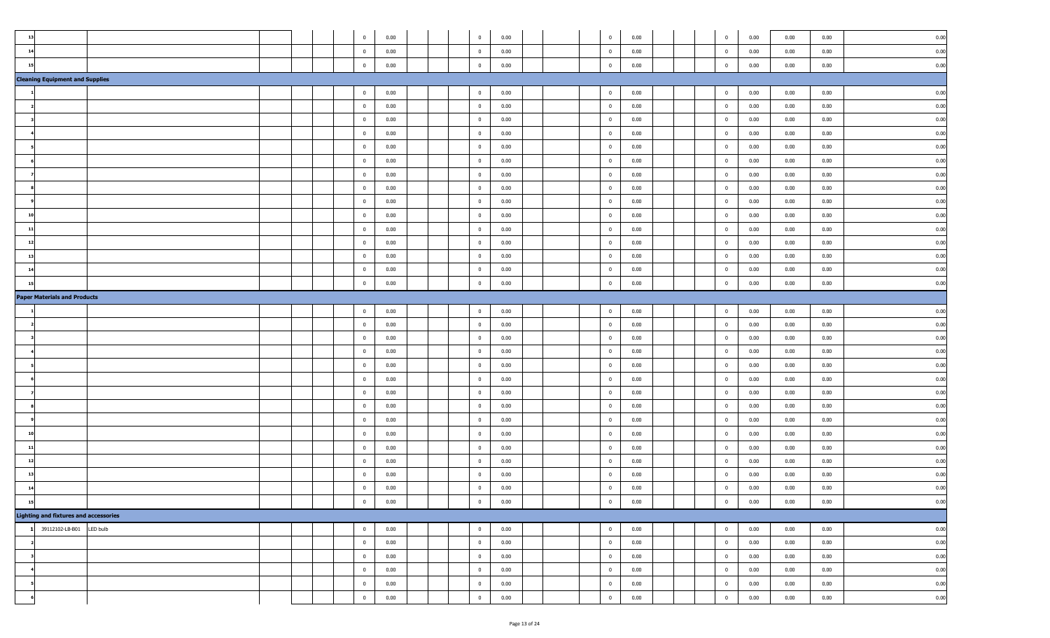| | | | | | | | | | | | | | | | | | | | | | | | | | |
|---|---|---|---|---|---|---|---|---|---|---|---|---|---|---|---|---|---|---|---|---|---|---|---|---|---|
| 13 | | | | | | 0 | 0.00 | | | | 0 | 0.00 | | | | 0 | 0.00 | | | | 0 | 0.00 | 0.00 | 0.00 | 0.00 |
| 14 | | | | | | 0 | 0.00 | | | | 0 | 0.00 | | | | 0 | 0.00 | | | | 0 | 0.00 | 0.00 | 0.00 | 0.00 |
| 15 | | | | | | 0 | 0.00 | | | | 0 | 0.00 | | | | 0 | 0.00 | | | | 0 | 0.00 | 0.00 | 0.00 | 0.00 |
| **Cleaning Equipment and Supplies** | | | | | | | | | | | | | | | | | | | | | | | | | |
| 1 | | | | | | 0 | 0.00 | | | | 0 | 0.00 | | | | 0 | 0.00 | | | | 0 | 0.00 | 0.00 | 0.00 | 0.00 |
| 2 | | | | | | 0 | 0.00 | | | | 0 | 0.00 | | | | 0 | 0.00 | | | | 0 | 0.00 | 0.00 | 0.00 | 0.00 |
| 3 | | | | | | 0 | 0.00 | | | | 0 | 0.00 | | | | 0 | 0.00 | | | | 0 | 0.00 | 0.00 | 0.00 | 0.00 |
| 4 | | | | | | 0 | 0.00 | | | | 0 | 0.00 | | | | 0 | 0.00 | | | | 0 | 0.00 | 0.00 | 0.00 | 0.00 |
| 5 | | | | | | 0 | 0.00 | | | | 0 | 0.00 | | | | 0 | 0.00 | | | | 0 | 0.00 | 0.00 | 0.00 | 0.00 |
| 6 | | | | | | 0 | 0.00 | | | | 0 | 0.00 | | | | 0 | 0.00 | | | | 0 | 0.00 | 0.00 | 0.00 | 0.00 |
| 7 | | | | | | 0 | 0.00 | | | | 0 | 0.00 | | | | 0 | 0.00 | | | | 0 | 0.00 | 0.00 | 0.00 | 0.00 |
| 8 | | | | | | 0 | 0.00 | | | | 0 | 0.00 | | | | 0 | 0.00 | | | | 0 | 0.00 | 0.00 | 0.00 | 0.00 |
| 9 | | | | | | 0 | 0.00 | | | | 0 | 0.00 | | | | 0 | 0.00 | | | | 0 | 0.00 | 0.00 | 0.00 | 0.00 |
| 10 | | | | | | 0 | 0.00 | | | | 0 | 0.00 | | | | 0 | 0.00 | | | | 0 | 0.00 | 0.00 | 0.00 | 0.00 |
| 11 | | | | | | 0 | 0.00 | | | | 0 | 0.00 | | | | 0 | 0.00 | | | | 0 | 0.00 | 0.00 | 0.00 | 0.00 |
| 12 | | | | | | 0 | 0.00 | | | | 0 | 0.00 | | | | 0 | 0.00 | | | | 0 | 0.00 | 0.00 | 0.00 | 0.00 |
| 13 | | | | | | 0 | 0.00 | | | | 0 | 0.00 | | | | 0 | 0.00 | | | | 0 | 0.00 | 0.00 | 0.00 | 0.00 |
| 14 | | | | | | 0 | 0.00 | | | | 0 | 0.00 | | | | 0 | 0.00 | | | | 0 | 0.00 | 0.00 | 0.00 | 0.00 |
| 15 | | | | | | 0 | 0.00 | | | | 0 | 0.00 | | | | 0 | 0.00 | | | | 0 | 0.00 | 0.00 | 0.00 | 0.00 |
| **Paper Materials and Products** | | | | | | | | | | | | | | | | | | | | | | | | | |
| 1 | | | | | | 0 | 0.00 | | | | 0 | 0.00 | | | | 0 | 0.00 | | | | 0 | 0.00 | 0.00 | 0.00 | 0.00 |
| 2 | | | | | | 0 | 0.00 | | | | 0 | 0.00 | | | | 0 | 0.00 | | | | 0 | 0.00 | 0.00 | 0.00 | 0.00 |
| 3 | | | | | | 0 | 0.00 | | | | 0 | 0.00 | | | | 0 | 0.00 | | | | 0 | 0.00 | 0.00 | 0.00 | 0.00 |
| 4 | | | | | | 0 | 0.00 | | | | 0 | 0.00 | | | | 0 | 0.00 | | | | 0 | 0.00 | 0.00 | 0.00 | 0.00 |
| 5 | | | | | | 0 | 0.00 | | | | 0 | 0.00 | | | | 0 | 0.00 | | | | 0 | 0.00 | 0.00 | 0.00 | 0.00 |
| 6 | | | | | | 0 | 0.00 | | | | 0 | 0.00 | | | | 0 | 0.00 | | | | 0 | 0.00 | 0.00 | 0.00 | 0.00 |
| 7 | | | | | | 0 | 0.00 | | | | 0 | 0.00 | | | | 0 | 0.00 | | | | 0 | 0.00 | 0.00 | 0.00 | 0.00 |
| 8 | | | | | | 0 | 0.00 | | | | 0 | 0.00 | | | | 0 | 0.00 | | | | 0 | 0.00 | 0.00 | 0.00 | 0.00 |
| 9 | | | | | | 0 | 0.00 | | | | 0 | 0.00 | | | | 0 | 0.00 | | | | 0 | 0.00 | 0.00 | 0.00 | 0.00 |
| 10 | | | | | | 0 | 0.00 | | | | 0 | 0.00 | | | | 0 | 0.00 | | | | 0 | 0.00 | 0.00 | 0.00 | 0.00 |
| 11 | | | | | | 0 | 0.00 | | | | 0 | 0.00 | | | | 0 | 0.00 | | | | 0 | 0.00 | 0.00 | 0.00 | 0.00 |
| 12 | | | | | | 0 | 0.00 | | | | 0 | 0.00 | | | | 0 | 0.00 | | | | 0 | 0.00 | 0.00 | 0.00 | 0.00 |
| 13 | | | | | | 0 | 0.00 | | | | 0 | 0.00 | | | | 0 | 0.00 | | | | 0 | 0.00 | 0.00 | 0.00 | 0.00 |
| 14 | | | | | | 0 | 0.00 | | | | 0 | 0.00 | | | | 0 | 0.00 | | | | 0 | 0.00 | 0.00 | 0.00 | 0.00 |
| 15 | | | | | | 0 | 0.00 | | | | 0 | 0.00 | | | | 0 | 0.00 | | | | 0 | 0.00 | 0.00 | 0.00 | 0.00 |
| **Lighting and fixtures and accessories** | | | | | | | | | | | | | | | | | | | | | | | | | |
| 1 | 39112102-LB-B01 | LED bulb | | | | 0 | 0.00 | | | | 0 | 0.00 | | | | 0 | 0.00 | | | | 0 | 0.00 | 0.00 | 0.00 | 0.00 |
| 2 | | | | | | 0 | 0.00 | | | | 0 | 0.00 | | | | 0 | 0.00 | | | | 0 | 0.00 | 0.00 | 0.00 | 0.00 |
| 3 | | | | | | 0 | 0.00 | | | | 0 | 0.00 | | | | 0 | 0.00 | | | | 0 | 0.00 | 0.00 | 0.00 | 0.00 |
| 4 | | | | | | 0 | 0.00 | | | | 0 | 0.00 | | | | 0 | 0.00 | | | | 0 | 0.00 | 0.00 | 0.00 | 0.00 |
| 5 | | | | | | 0 | 0.00 | | | | 0 | 0.00 | | | | 0 | 0.00 | | | | 0 | 0.00 | 0.00 | 0.00 | 0.00 |
| 6 | | | | | | 0 | 0.00 | | | | 0 | 0.00 | | | | 0 | 0.00 | | | | 0 | 0.00 | 0.00 | 0.00 | 0.00 |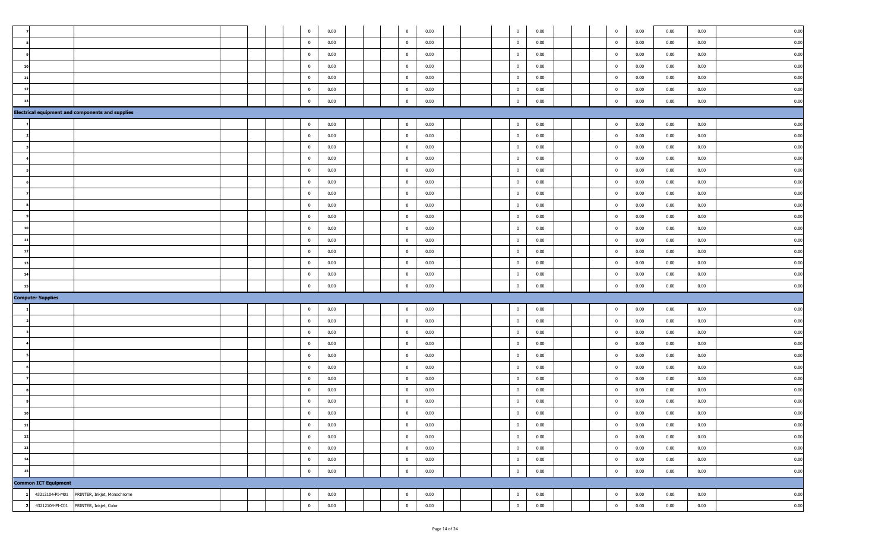| | | | | | | | | | | | | | | | | | | | | | | | | | | |
|---|---|---|---|---|---|---|---|---|---|---|---|---|---|---|---|---|---|---|---|---|---|---|---|---|---|---|
| 7 | | | | | | | 0 | 0.00 | | | | 0 | 0.00 | | | | 0 | 0.00 | | | | 0 | 0.00 | 0.00 | 0.00 | 0.00 |
| 8 | | | | | | | 0 | 0.00 | | | | 0 | 0.00 | | | | 0 | 0.00 | | | | 0 | 0.00 | 0.00 | 0.00 | 0.00 |
| 9 | | | | | | | 0 | 0.00 | | | | 0 | 0.00 | | | | 0 | 0.00 | | | | 0 | 0.00 | 0.00 | 0.00 | 0.00 |
| 10 | | | | | | | 0 | 0.00 | | | | 0 | 0.00 | | | | 0 | 0.00 | | | | 0 | 0.00 | 0.00 | 0.00 | 0.00 |
| 11 | | | | | | | 0 | 0.00 | | | | 0 | 0.00 | | | | 0 | 0.00 | | | | 0 | 0.00 | 0.00 | 0.00 | 0.00 |
| 12 | | | | | | | 0 | 0.00 | | | | 0 | 0.00 | | | | 0 | 0.00 | | | | 0 | 0.00 | 0.00 | 0.00 | 0.00 |
| 13 | | | | | | | 0 | 0.00 | | | | 0 | 0.00 | | | | 0 | 0.00 | | | | 0 | 0.00 | 0.00 | 0.00 | 0.00 |
| **Electrical equipment and components and supplies** | | | | | | | | | | | | | | | | | | | | | | | | | | |
| 1 | | | | | | | 0 | 0.00 | | | | 0 | 0.00 | | | | 0 | 0.00 | | | | 0 | 0.00 | 0.00 | 0.00 | 0.00 |
| 2 | | | | | | | 0 | 0.00 | | | | 0 | 0.00 | | | | 0 | 0.00 | | | | 0 | 0.00 | 0.00 | 0.00 | 0.00 |
| 3 | | | | | | | 0 | 0.00 | | | | 0 | 0.00 | | | | 0 | 0.00 | | | | 0 | 0.00 | 0.00 | 0.00 | 0.00 |
| 4 | | | | | | | 0 | 0.00 | | | | 0 | 0.00 | | | | 0 | 0.00 | | | | 0 | 0.00 | 0.00 | 0.00 | 0.00 |
| 5 | | | | | | | 0 | 0.00 | | | | 0 | 0.00 | | | | 0 | 0.00 | | | | 0 | 0.00 | 0.00 | 0.00 | 0.00 |
| 6 | | | | | | | 0 | 0.00 | | | | 0 | 0.00 | | | | 0 | 0.00 | | | | 0 | 0.00 | 0.00 | 0.00 | 0.00 |
| 7 | | | | | | | 0 | 0.00 | | | | 0 | 0.00 | | | | 0 | 0.00 | | | | 0 | 0.00 | 0.00 | 0.00 | 0.00 |
| 8 | | | | | | | 0 | 0.00 | | | | 0 | 0.00 | | | | 0 | 0.00 | | | | 0 | 0.00 | 0.00 | 0.00 | 0.00 |
| 9 | | | | | | | 0 | 0.00 | | | | 0 | 0.00 | | | | 0 | 0.00 | | | | 0 | 0.00 | 0.00 | 0.00 | 0.00 |
| 10 | | | | | | | 0 | 0.00 | | | | 0 | 0.00 | | | | 0 | 0.00 | | | | 0 | 0.00 | 0.00 | 0.00 | 0.00 |
| 11 | | | | | | | 0 | 0.00 | | | | 0 | 0.00 | | | | 0 | 0.00 | | | | 0 | 0.00 | 0.00 | 0.00 | 0.00 |
| 12 | | | | | | | 0 | 0.00 | | | | 0 | 0.00 | | | | 0 | 0.00 | | | | 0 | 0.00 | 0.00 | 0.00 | 0.00 |
| 13 | | | | | | | 0 | 0.00 | | | | 0 | 0.00 | | | | 0 | 0.00 | | | | 0 | 0.00 | 0.00 | 0.00 | 0.00 |
| 14 | | | | | | | 0 | 0.00 | | | | 0 | 0.00 | | | | 0 | 0.00 | | | | 0 | 0.00 | 0.00 | 0.00 | 0.00 |
| 15 | | | | | | | 0 | 0.00 | | | | 0 | 0.00 | | | | 0 | 0.00 | | | | 0 | 0.00 | 0.00 | 0.00 | 0.00 |
| **Computer Supplies** | | | | | | | | | | | | | | | | | | | | | | | | | | |
| 1 | | | | | | | 0 | 0.00 | | | | 0 | 0.00 | | | | 0 | 0.00 | | | | 0 | 0.00 | 0.00 | 0.00 | 0.00 |
| 2 | | | | | | | 0 | 0.00 | | | | 0 | 0.00 | | | | 0 | 0.00 | | | | 0 | 0.00 | 0.00 | 0.00 | 0.00 |
| 3 | | | | | | | 0 | 0.00 | | | | 0 | 0.00 | | | | 0 | 0.00 | | | | 0 | 0.00 | 0.00 | 0.00 | 0.00 |
| 4 | | | | | | | 0 | 0.00 | | | | 0 | 0.00 | | | | 0 | 0.00 | | | | 0 | 0.00 | 0.00 | 0.00 | 0.00 |
| 5 | | | | | | | 0 | 0.00 | | | | 0 | 0.00 | | | | 0 | 0.00 | | | | 0 | 0.00 | 0.00 | 0.00 | 0.00 |
| 6 | | | | | | | 0 | 0.00 | | | | 0 | 0.00 | | | | 0 | 0.00 | | | | 0 | 0.00 | 0.00 | 0.00 | 0.00 |
| 7 | | | | | | | 0 | 0.00 | | | | 0 | 0.00 | | | | 0 | 0.00 | | | | 0 | 0.00 | 0.00 | 0.00 | 0.00 |
| 8 | | | | | | | 0 | 0.00 | | | | 0 | 0.00 | | | | 0 | 0.00 | | | | 0 | 0.00 | 0.00 | 0.00 | 0.00 |
| 9 | | | | | | | 0 | 0.00 | | | | 0 | 0.00 | | | | 0 | 0.00 | | | | 0 | 0.00 | 0.00 | 0.00 | 0.00 |
| 10 | | | | | | | 0 | 0.00 | | | | 0 | 0.00 | | | | 0 | 0.00 | | | | 0 | 0.00 | 0.00 | 0.00 | 0.00 |
| 11 | | | | | | | 0 | 0.00 | | | | 0 | 0.00 | | | | 0 | 0.00 | | | | 0 | 0.00 | 0.00 | 0.00 | 0.00 |
| 12 | | | | | | | 0 | 0.00 | | | | 0 | 0.00 | | | | 0 | 0.00 | | | | 0 | 0.00 | 0.00 | 0.00 | 0.00 |
| 13 | | | | | | | 0 | 0.00 | | | | 0 | 0.00 | | | | 0 | 0.00 | | | | 0 | 0.00 | 0.00 | 0.00 | 0.00 |
| 14 | | | | | | | 0 | 0.00 | | | | 0 | 0.00 | | | | 0 | 0.00 | | | | 0 | 0.00 | 0.00 | 0.00 | 0.00 |
| 15 | | | | | | | 0 | 0.00 | | | | 0 | 0.00 | | | | 0 | 0.00 | | | | 0 | 0.00 | 0.00 | 0.00 | 0.00 |
| **Common ICT Equipment** | | | | | | | | | | | | | | | | | | | | | | | | | | |
| 1 | 43212104-PI-M01 | PRINTER, Inkjet, Monochrome | | | | | 0 | 0.00 | | | | 0 | 0.00 | | | | 0 | 0.00 | | | | 0 | 0.00 | 0.00 | 0.00 | 0.00 |
| 2 | 43212104-PI-C01 | PRINTER, Inkjet, Color | | | | | 0 | 0.00 | | | | 0 | 0.00 | | | | 0 | 0.00 | | | | 0 | 0.00 | 0.00 | 0.00 | 0.00 |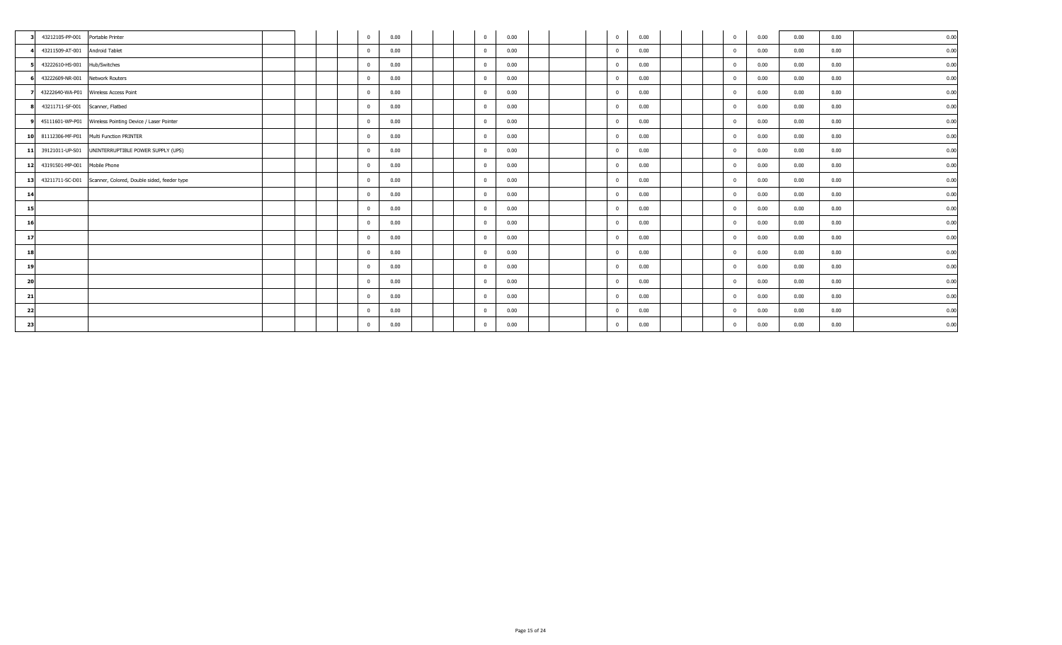| | | | | | | | | | | | | | | | | | | | | | | | | | |
|---|---|---|---|---|---|---|---|---|---|---|---|---|---|---|---|---|---|---|---|---|---|---|---|---|---|
| 3 | 43212105-PP-001 | Portable Printer | | | | 0 | 0.00 | | | | 0 | 0.00 | | | | 0 | 0.00 | | | | 0 | 0.00 | 0.00 | 0.00 | 0.00 |
| 4 | 43211509-AT-001 | Android Tablet | | | | 0 | 0.00 | | | | 0 | 0.00 | | | | 0 | 0.00 | | | | 0 | 0.00 | 0.00 | 0.00 | 0.00 |
| 5 | 43222610-HS-001 | Hub/Switches | | | | 0 | 0.00 | | | | 0 | 0.00 | | | | 0 | 0.00 | | | | 0 | 0.00 | 0.00 | 0.00 | 0.00 |
| 6 | 43222609-NR-001 | Network Routers | | | | 0 | 0.00 | | | | 0 | 0.00 | | | | 0 | 0.00 | | | | 0 | 0.00 | 0.00 | 0.00 | 0.00 |
| 7 | 43222640-WA-P01 | Wireless Access Point | | | | 0 | 0.00 | | | | 0 | 0.00 | | | | 0 | 0.00 | | | | 0 | 0.00 | 0.00 | 0.00 | 0.00 |
| 8 | 43211711-SF-001 | Scanner, Flatbed | | | | 0 | 0.00 | | | | 0 | 0.00 | | | | 0 | 0.00 | | | | 0 | 0.00 | 0.00 | 0.00 | 0.00 |
| 9 | 45111601-WP-P01 | Wireless Pointing Device / Laser Pointer | | | | 0 | 0.00 | | | | 0 | 0.00 | | | | 0 | 0.00 | | | | 0 | 0.00 | 0.00 | 0.00 | 0.00 |
| 10 | 81112306-MF-P01 | Multi Function PRINTER | | | | 0 | 0.00 | | | | 0 | 0.00 | | | | 0 | 0.00 | | | | 0 | 0.00 | 0.00 | 0.00 | 0.00 |
| 11 | 39121011-UP-S01 | UNINTERRUPTIBLE POWER SUPPLY (UPS) | | | | 0 | 0.00 | | | | 0 | 0.00 | | | | 0 | 0.00 | | | | 0 | 0.00 | 0.00 | 0.00 | 0.00 |
| 12 | 43191501-MP-001 | Mobile Phone | | | | 0 | 0.00 | | | | 0 | 0.00 | | | | 0 | 0.00 | | | | 0 | 0.00 | 0.00 | 0.00 | 0.00 |
| 13 | 43211711-SC-D01 | Scanner, Colored, Double sided, feeder type | | | | 0 | 0.00 | | | | 0 | 0.00 | | | | 0 | 0.00 | | | | 0 | 0.00 | 0.00 | 0.00 | 0.00 |
| 14 | | | | | | 0 | 0.00 | | | | 0 | 0.00 | | | | 0 | 0.00 | | | | 0 | 0.00 | 0.00 | 0.00 | 0.00 |
| 15 | | | | | | 0 | 0.00 | | | | 0 | 0.00 | | | | 0 | 0.00 | | | | 0 | 0.00 | 0.00 | 0.00 | 0.00 |
| 16 | | | | | | 0 | 0.00 | | | | 0 | 0.00 | | | | 0 | 0.00 | | | | 0 | 0.00 | 0.00 | 0.00 | 0.00 |
| 17 | | | | | | 0 | 0.00 | | | | 0 | 0.00 | | | | 0 | 0.00 | | | | 0 | 0.00 | 0.00 | 0.00 | 0.00 |
| 18 | | | | | | 0 | 0.00 | | | | 0 | 0.00 | | | | 0 | 0.00 | | | | 0 | 0.00 | 0.00 | 0.00 | 0.00 |
| 19 | | | | | | 0 | 0.00 | | | | 0 | 0.00 | | | | 0 | 0.00 | | | | 0 | 0.00 | 0.00 | 0.00 | 0.00 |
| 20 | | | | | | 0 | 0.00 | | | | 0 | 0.00 | | | | 0 | 0.00 | | | | 0 | 0.00 | 0.00 | 0.00 | 0.00 |
| 21 | | | | | | 0 | 0.00 | | | | 0 | 0.00 | | | | 0 | 0.00 | | | | 0 | 0.00 | 0.00 | 0.00 | 0.00 |
| 22 | | | | | | 0 | 0.00 | | | | 0 | 0.00 | | | | 0 | 0.00 | | | | 0 | 0.00 | 0.00 | 0.00 | 0.00 |
| 23 | | | | | | 0 | 0.00 | | | | 0 | 0.00 | | | | 0 | 0.00 | | | | 0 | 0.00 | 0.00 | 0.00 | 0.00 |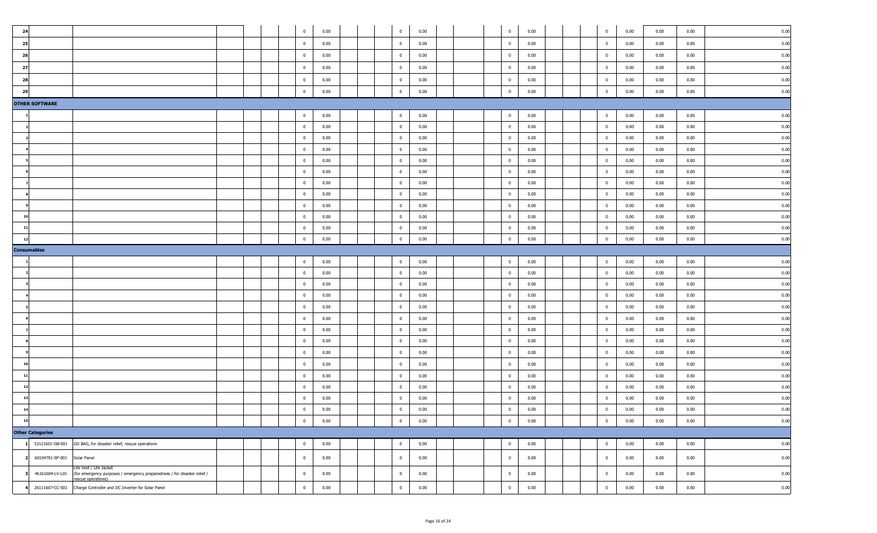| | | | | | | | | | | | | | | | | | | | | | | | | | | |
|---|---|---|---|---|---|---|---|---|---|---|---|---|---|---|---|---|---|---|---|---|---|---|---|---|---|---|
| 24 | | | | | | | 0 | 0.00 | | | | 0 | 0.00 | | | | 0 | 0.00 | | | | 0 | 0.00 | 0.00 | 0.00 | 0.00 |
| 25 | | | | | | | 0 | 0.00 | | | | 0 | 0.00 | | | | 0 | 0.00 | | | | 0 | 0.00 | 0.00 | 0.00 | 0.00 |
| 26 | | | | | | | 0 | 0.00 | | | | 0 | 0.00 | | | | 0 | 0.00 | | | | 0 | 0.00 | 0.00 | 0.00 | 0.00 |
| 27 | | | | | | | 0 | 0.00 | | | | 0 | 0.00 | | | | 0 | 0.00 | | | | 0 | 0.00 | 0.00 | 0.00 | 0.00 |
| 28 | | | | | | | 0 | 0.00 | | | | 0 | 0.00 | | | | 0 | 0.00 | | | | 0 | 0.00 | 0.00 | 0.00 | 0.00 |
| 29 | | | | | | | 0 | 0.00 | | | | 0 | 0.00 | | | | 0 | 0.00 | | | | 0 | 0.00 | 0.00 | 0.00 | 0.00 |
| **OTHER SOFTWARE** | | | | | | | | | | | | | | | | | | | | | | | | | | |
| 1 | | | | | | | 0 | 0.00 | | | | 0 | 0.00 | | | | 0 | 0.00 | | | | 0 | 0.00 | 0.00 | 0.00 | 0.00 |
| 2 | | | | | | | 0 | 0.00 | | | | 0 | 0.00 | | | | 0 | 0.00 | | | | 0 | 0.00 | 0.00 | 0.00 | 0.00 |
| 3 | | | | | | | 0 | 0.00 | | | | 0 | 0.00 | | | | 0 | 0.00 | | | | 0 | 0.00 | 0.00 | 0.00 | 0.00 |
| 4 | | | | | | | 0 | 0.00 | | | | 0 | 0.00 | | | | 0 | 0.00 | | | | 0 | 0.00 | 0.00 | 0.00 | 0.00 |
| 5 | | | | | | | 0 | 0.00 | | | | 0 | 0.00 | | | | 0 | 0.00 | | | | 0 | 0.00 | 0.00 | 0.00 | 0.00 |
| 6 | | | | | | | 0 | 0.00 | | | | 0 | 0.00 | | | | 0 | 0.00 | | | | 0 | 0.00 | 0.00 | 0.00 | 0.00 |
| 7 | | | | | | | 0 | 0.00 | | | | 0 | 0.00 | | | | 0 | 0.00 | | | | 0 | 0.00 | 0.00 | 0.00 | 0.00 |
| 8 | | | | | | | 0 | 0.00 | | | | 0 | 0.00 | | | | 0 | 0.00 | | | | 0 | 0.00 | 0.00 | 0.00 | 0.00 |
| 9 | | | | | | | 0 | 0.00 | | | | 0 | 0.00 | | | | 0 | 0.00 | | | | 0 | 0.00 | 0.00 | 0.00 | 0.00 |
| 10 | | | | | | | 0 | 0.00 | | | | 0 | 0.00 | | | | 0 | 0.00 | | | | 0 | 0.00 | 0.00 | 0.00 | 0.00 |
| 11 | | | | | | | 0 | 0.00 | | | | 0 | 0.00 | | | | 0 | 0.00 | | | | 0 | 0.00 | 0.00 | 0.00 | 0.00 |
| 12 | | | | | | | 0 | 0.00 | | | | 0 | 0.00 | | | | 0 | 0.00 | | | | 0 | 0.00 | 0.00 | 0.00 | 0.00 |
| **Consumables** | | | | | | | | | | | | | | | | | | | | | | | | | | |
| 1 | | | | | | | 0 | 0.00 | | | | 0 | 0.00 | | | | 0 | 0.00 | | | | 0 | 0.00 | 0.00 | 0.00 | 0.00 |
| 2 | | | | | | | 0 | 0.00 | | | | 0 | 0.00 | | | | 0 | 0.00 | | | | 0 | 0.00 | 0.00 | 0.00 | 0.00 |
| 3 | | | | | | | 0 | 0.00 | | | | 0 | 0.00 | | | | 0 | 0.00 | | | | 0 | 0.00 | 0.00 | 0.00 | 0.00 |
| 4 | | | | | | | 0 | 0.00 | | | | 0 | 0.00 | | | | 0 | 0.00 | | | | 0 | 0.00 | 0.00 | 0.00 | 0.00 |
| 5 | | | | | | | 0 | 0.00 | | | | 0 | 0.00 | | | | 0 | 0.00 | | | | 0 | 0.00 | 0.00 | 0.00 | 0.00 |
| 6 | | | | | | | 0 | 0.00 | | | | 0 | 0.00 | | | | 0 | 0.00 | | | | 0 | 0.00 | 0.00 | 0.00 | 0.00 |
| 7 | | | | | | | 0 | 0.00 | | | | 0 | 0.00 | | | | 0 | 0.00 | | | | 0 | 0.00 | 0.00 | 0.00 | 0.00 |
| 8 | | | | | | | 0 | 0.00 | | | | 0 | 0.00 | | | | 0 | 0.00 | | | | 0 | 0.00 | 0.00 | 0.00 | 0.00 |
| 9 | | | | | | | 0 | 0.00 | | | | 0 | 0.00 | | | | 0 | 0.00 | | | | 0 | 0.00 | 0.00 | 0.00 | 0.00 |
| 10 | | | | | | | 0 | 0.00 | | | | 0 | 0.00 | | | | 0 | 0.00 | | | | 0 | 0.00 | 0.00 | 0.00 | 0.00 |
| 11 | | | | | | | 0 | 0.00 | | | | 0 | 0.00 | | | | 0 | 0.00 | | | | 0 | 0.00 | 0.00 | 0.00 | 0.00 |
| 12 | | | | | | | 0 | 0.00 | | | | 0 | 0.00 | | | | 0 | 0.00 | | | | 0 | 0.00 | 0.00 | 0.00 | 0.00 |
| 13 | | | | | | | 0 | 0.00 | | | | 0 | 0.00 | | | | 0 | 0.00 | | | | 0 | 0.00 | 0.00 | 0.00 | 0.00 |
| 14 | | | | | | | 0 | 0.00 | | | | 0 | 0.00 | | | | 0 | 0.00 | | | | 0 | 0.00 | 0.00 | 0.00 | 0.00 |
| 15 | | | | | | | 0 | 0.00 | | | | 0 | 0.00 | | | | 0 | 0.00 | | | | 0 | 0.00 | 0.00 | 0.00 | 0.00 |
| **Other Categories** | | | | | | | | | | | | | | | | | | | | | | | | | | |
| 1 | 53121601-GB-001 | GO BAG, for disaster relief, rescue operations | | | | | 0 | 0.00 | | | | 0 | 0.00 | | | | 0 | 0.00 | | | | 0 | 0.00 | 0.00 | 0.00 | 0.00 |
| 2 | 60104701-SP-001 | Solar Panel | | | | | 0 | 0.00 | | | | 0 | 0.00 | | | | 0 | 0.00 | | | | 0 | 0.00 | 0.00 | 0.00 | 0.00 |
| 3 | 46161604-LV-L01 | Life Vest / Life Jacket (for emergency purposes / emergency preparedness / for disaster relief / rescue operations) | | | | | 0 | 0.00 | | | | 0 | 0.00 | | | | 0 | 0.00 | | | | 0 | 0.00 | 0.00 | 0.00 | 0.00 |
| 4 | 26111607-CC-S01 | Charge Controller and DC Inverter for Solar Panel | | | | | 0 | 0.00 | | | | 0 | 0.00 | | | | 0 | 0.00 | | | | 0 | 0.00 | 0.00 | 0.00 | 0.00 |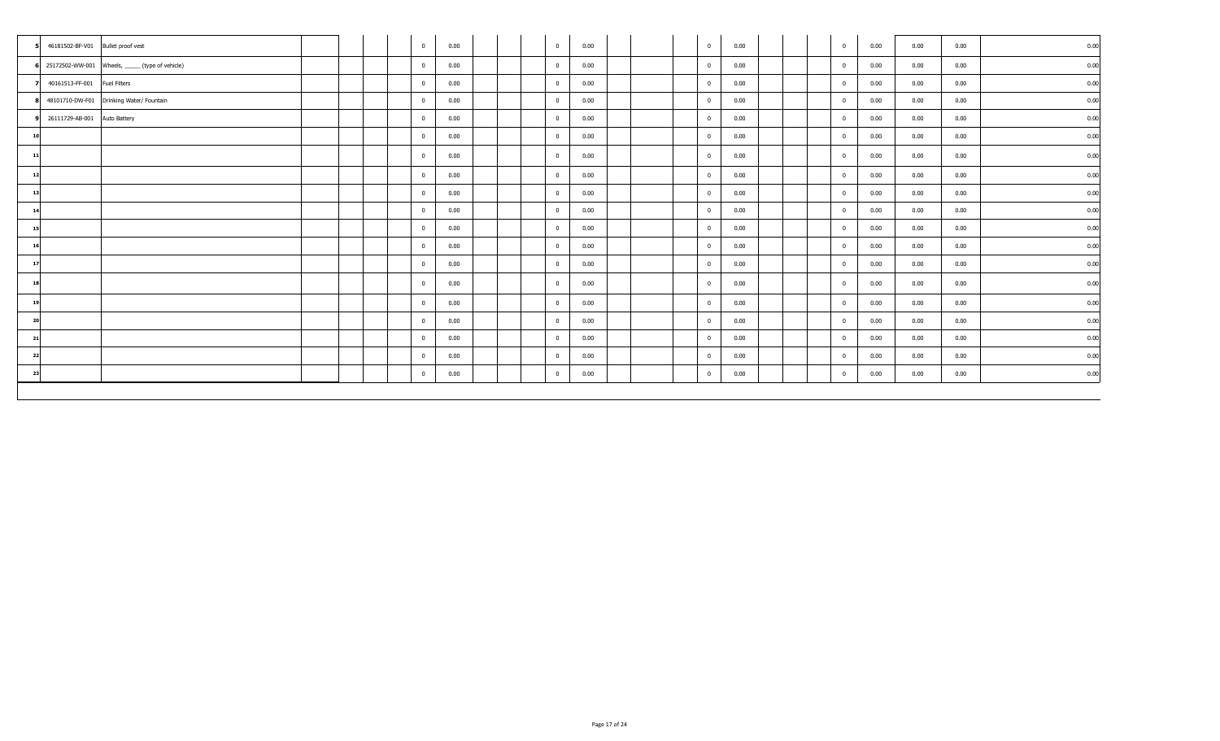| 5 | 46181502-BF-V01 | Bullet proof vest | | | | | 0 | 0.00 | | | | 0 | 0.00 | | | | 0 | 0.00 | | | | 0 | 0.00 | 0.00 | 0.00 | 0.00 |
|---|---|---|---|---|---|---|---|---|---|---|---|---|---|---|---|---|---|---|---|---|---|---|---|---|---|---|
| 6 | 25172502-WW-001 | Wheels, _____ (type of vehicle) | | | | | 0 | 0.00 | | | | 0 | 0.00 | | | | 0 | 0.00 | | | | 0 | 0.00 | 0.00 | 0.00 | 0.00 |
| 7 | 40161513-FF-001 | Fuel Filters | | | | | 0 | 0.00 | | | | 0 | 0.00 | | | | 0 | 0.00 | | | | 0 | 0.00 | 0.00 | 0.00 | 0.00 |
| 8 | 48101710-DW-F01 | Drinking Water/ Fountain | | | | | 0 | 0.00 | | | | 0 | 0.00 | | | | 0 | 0.00 | | | | 0 | 0.00 | 0.00 | 0.00 | 0.00 |
| 9 | 26111729-AB-001 | Auto Battery | | | | | 0 | 0.00 | | | | 0 | 0.00 | | | | 0 | 0.00 | | | | 0 | 0.00 | 0.00 | 0.00 | 0.00 |
| 10 | | | | | | | 0 | 0.00 | | | | 0 | 0.00 | | | | 0 | 0.00 | | | | 0 | 0.00 | 0.00 | 0.00 | 0.00 |
| 11 | | | | | | | 0 | 0.00 | | | | 0 | 0.00 | | | | 0 | 0.00 | | | | 0 | 0.00 | 0.00 | 0.00 | 0.00 |
| 12 | | | | | | | 0 | 0.00 | | | | 0 | 0.00 | | | | 0 | 0.00 | | | | 0 | 0.00 | 0.00 | 0.00 | 0.00 |
| 13 | | | | | | | 0 | 0.00 | | | | 0 | 0.00 | | | | 0 | 0.00 | | | | 0 | 0.00 | 0.00 | 0.00 | 0.00 |
| 14 | | | | | | | 0 | 0.00 | | | | 0 | 0.00 | | | | 0 | 0.00 | | | | 0 | 0.00 | 0.00 | 0.00 | 0.00 |
| 15 | | | | | | | 0 | 0.00 | | | | 0 | 0.00 | | | | 0 | 0.00 | | | | 0 | 0.00 | 0.00 | 0.00 | 0.00 |
| 16 | | | | | | | 0 | 0.00 | | | | 0 | 0.00 | | | | 0 | 0.00 | | | | 0 | 0.00 | 0.00 | 0.00 | 0.00 |
| 17 | | | | | | | 0 | 0.00 | | | | 0 | 0.00 | | | | 0 | 0.00 | | | | 0 | 0.00 | 0.00 | 0.00 | 0.00 |
| 18 | | | | | | | 0 | 0.00 | | | | 0 | 0.00 | | | | 0 | 0.00 | | | | 0 | 0.00 | 0.00 | 0.00 | 0.00 |
| 19 | | | | | | | 0 | 0.00 | | | | 0 | 0.00 | | | | 0 | 0.00 | | | | 0 | 0.00 | 0.00 | 0.00 | 0.00 |
| 20 | | | | | | | 0 | 0.00 | | | | 0 | 0.00 | | | | 0 | 0.00 | | | | 0 | 0.00 | 0.00 | 0.00 | 0.00 |
| 21 | | | | | | | 0 | 0.00 | | | | 0 | 0.00 | | | | 0 | 0.00 | | | | 0 | 0.00 | 0.00 | 0.00 | 0.00 |
| 22 | | | | | | | 0 | 0.00 | | | | 0 | 0.00 | | | | 0 | 0.00 | | | | 0 | 0.00 | 0.00 | 0.00 | 0.00 |
| 23 | | | | | | | 0 | 0.00 | | | | 0 | 0.00 | | | | 0 | 0.00 | | | | 0 | 0.00 | 0.00 | 0.00 | 0.00 |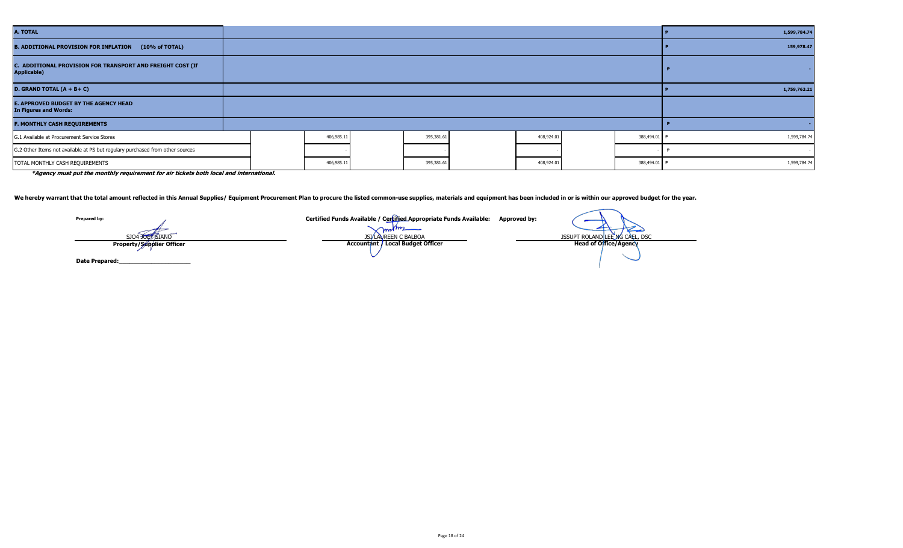| | | | | | | | | | |
|---|---|---|---|---|---|---|---|---|---|
| **A. TOTAL** | | | | | | | | | **P 1,599,784.74** |
| **B. ADDITIONAL PROVISION FOR INFLATION (10% of TOTAL)** | | | | | | | | | **P 159,978.47** |
| **C. ADDITIONAL PROVISION FOR TRANSPORT AND FREIGHT COST (If Applicable)** | | | | | | | | | **P -** |
| **D. GRAND TOTAL (A + B+ C)** | | | | | | | | | **P 1,759,763.21** |
| **E. APPROVED BUDGET BY THE AGENCY HEAD In Figures and Words:** | | | | | | | | | |
| **F. MONTHLY CASH REQUIREMENTS** | | | | | | | | | **P -** |
| G.1 Available at Procurement Service Stores | | 406,985.11 | | 395,381.61 | | 408,924.01 | | 388,494.01 | P 1,599,784.74 |
| G.2 Other Items not available at PS but regulary purchased from other sources | | - | | - | | - | | - | P - |
| TOTAL MONTHLY CASH REQUIREMENTS | | 406,985.11 | | 395,381.61 | | 408,924.01 | | 388,494.01 | P 1,599,784.74 |

***Agency must put the monthly requirement for air tickets both local and international.***

**We hereby warrant that the total amount reflected in this Annual Supplies/ Equipment Procurement Plan to procure the listed common-use supplies, materials and equipment has been included in or is within our approved budget for the year.**

**Prepared by:**

SJO4 JOEY SIANO
**Property/Supplier Officer**

**Date Prepared:**______________________

**Certified Funds Available / Certified Appropriate Funds Available:**

JSI LAUREEN C BALBOA
**Accountant / Local Budget Officer**

**Approved by:**

JSSUPT ROLAND LEE NG CAEL, DSC
**Head of Office/Agency**